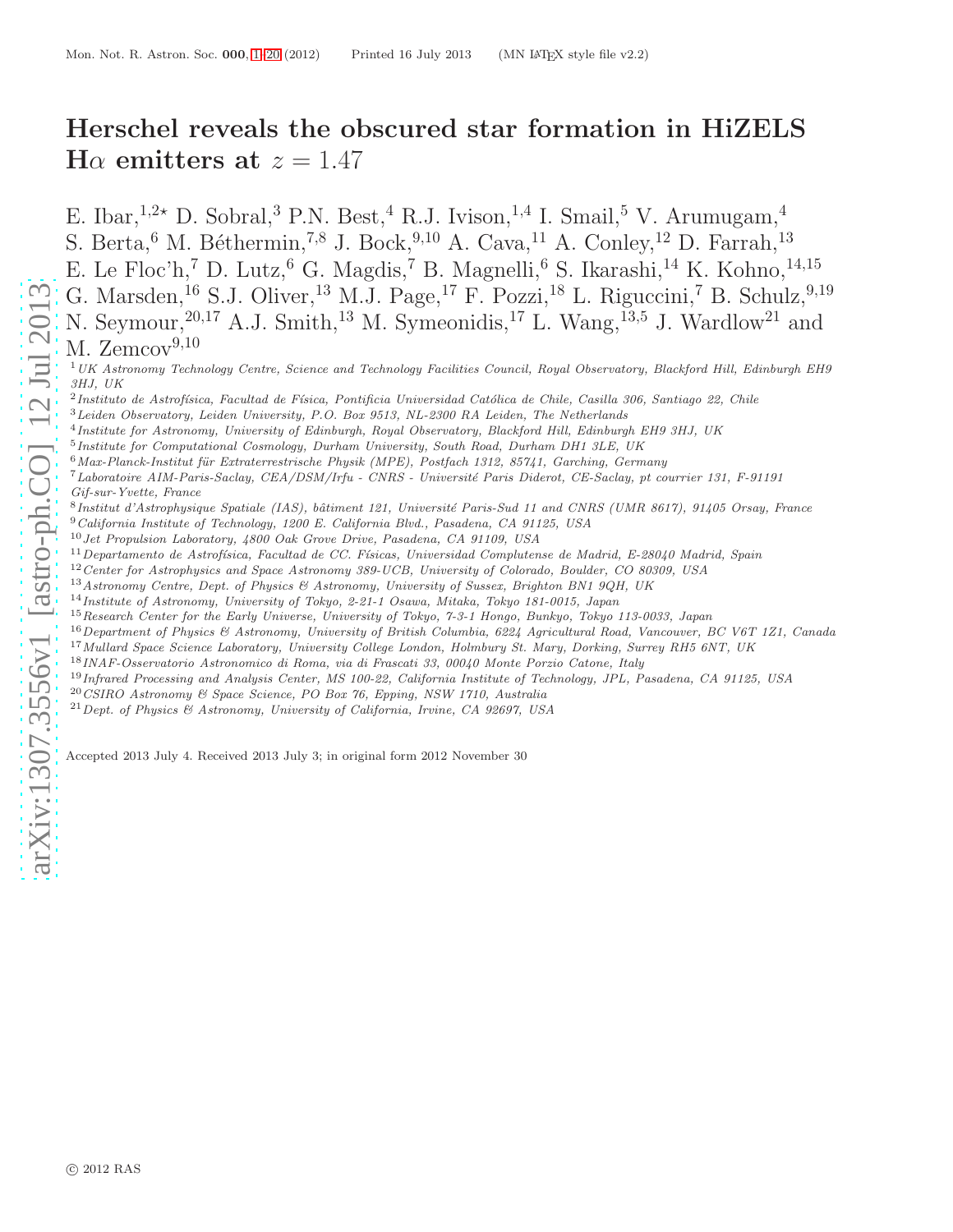# Herschel reveals the obscured star formation in HiZELS Hα emitters at $z = 1.47$

E. Ibar,[1,2⋆] D. Sobral,[3] P.N. Best,[4] R.J. Ivison,[1,4] I. Smail,[5] V. Arumugam,[4] S. Berta,[6] M. Béthermin,[7,8] J. Bock,[9,10] A. Cava,[11] A. Conley,[12] D. Farrah,[13] E. Le Floc'h,[7] D. Lutz,[6] G. Magdis,[7] B. Magnelli,[6] S. Ikarashi,[14] K. Kohno,[14,15] G. Marsden,[16] S.J. Oliver,[13] M.J. Page,[17] F. Pozzi,[18] L. Riguccini,[7] B. Schulz,[9,19] N. Seymour,[20,17] A.J. Smith,[13] M. Symeonidis,[17] L. Wang,[13,5] J. Wardlow[21] and M. Zemcov[9,10]

[1] *UK Astronomy Technology Centre, Science and Technology Facilities Council, Royal Observatory, Blackford Hill, Edinburgh EH9 3HJ, UK*
[2] *Instituto de Astrofísica, Facultad de Física, Pontificia Universidad Católica de Chile, Casilla 306, Santiago 22, Chile*
[3] *Leiden Observatory, Leiden University, P.O. Box 9513, NL-2300 RA Leiden, The Netherlands*
[4] *Institute for Astronomy, University of Edinburgh, Royal Observatory, Blackford Hill, Edinburgh EH9 3HJ, UK*
[5] *Institute for Computational Cosmology, Durham University, South Road, Durham DH1 3LE, UK*
[6] *Max-Planck-Institut für Extraterrestrische Physik (MPE), Postfach 1312, 85741, Garching, Germany*
[7] *Laboratoire AIM-Paris-Saclay, CEA/DSM/Irfu - CNRS - Université Paris Diderot, CE-Saclay, pt courrier 131, F-91191 Gif-sur-Yvette, France*
[8] *Institut d'Astrophysique Spatiale (IAS), bâtiment 121, Université Paris-Sud 11 and CNRS (UMR 8617), 91405 Orsay, France*
[9] *California Institute of Technology, 1200 E. California Blvd., Pasadena, CA 91125, USA*
[10] *Jet Propulsion Laboratory, 4800 Oak Grove Drive, Pasadena, CA 91109, USA*
[11] *Departamento de Astrofísica, Facultad de CC. Físicas, Universidad Complutense de Madrid, E-28040 Madrid, Spain*
[12] *Center for Astrophysics and Space Astronomy 389-UCB, University of Colorado, Boulder, CO 80309, USA*
[13] *Astronomy Centre, Dept. of Physics & Astronomy, University of Sussex, Brighton BN1 9QH, UK*
[14] *Institute of Astronomy, University of Tokyo, 2-21-1 Osawa, Mitaka, Tokyo 181-0015, Japan*
[15] *Research Center for the Early Universe, University of Tokyo, 7-3-1 Hongo, Bunkyo, Tokyo 113-0033, Japan*
[16] *Department of Physics & Astronomy, University of British Columbia, 6224 Agricultural Road, Vancouver, BC V6T 1Z1, Canada*
[17] *Mullard Space Science Laboratory, University College London, Holmbury St. Mary, Dorking, Surrey RH5 6NT, UK*
[18] *INAF-Osservatorio Astronomico di Roma, via di Frascati 33, 00040 Monte Porzio Catone, Italy*
[19] *Infrared Processing and Analysis Center, MS 100-22, California Institute of Technology, JPL, Pasadena, CA 91125, USA*
[20] *CSIRO Astronomy & Space Science, PO Box 76, Epping, NSW 1710, Australia*
[21] *Dept. of Physics & Astronomy, University of California, Irvine, CA 92697, USA*

Accepted 2013 July 4. Received 2013 July 3; in original form 2012 November 30

© 2012 RAS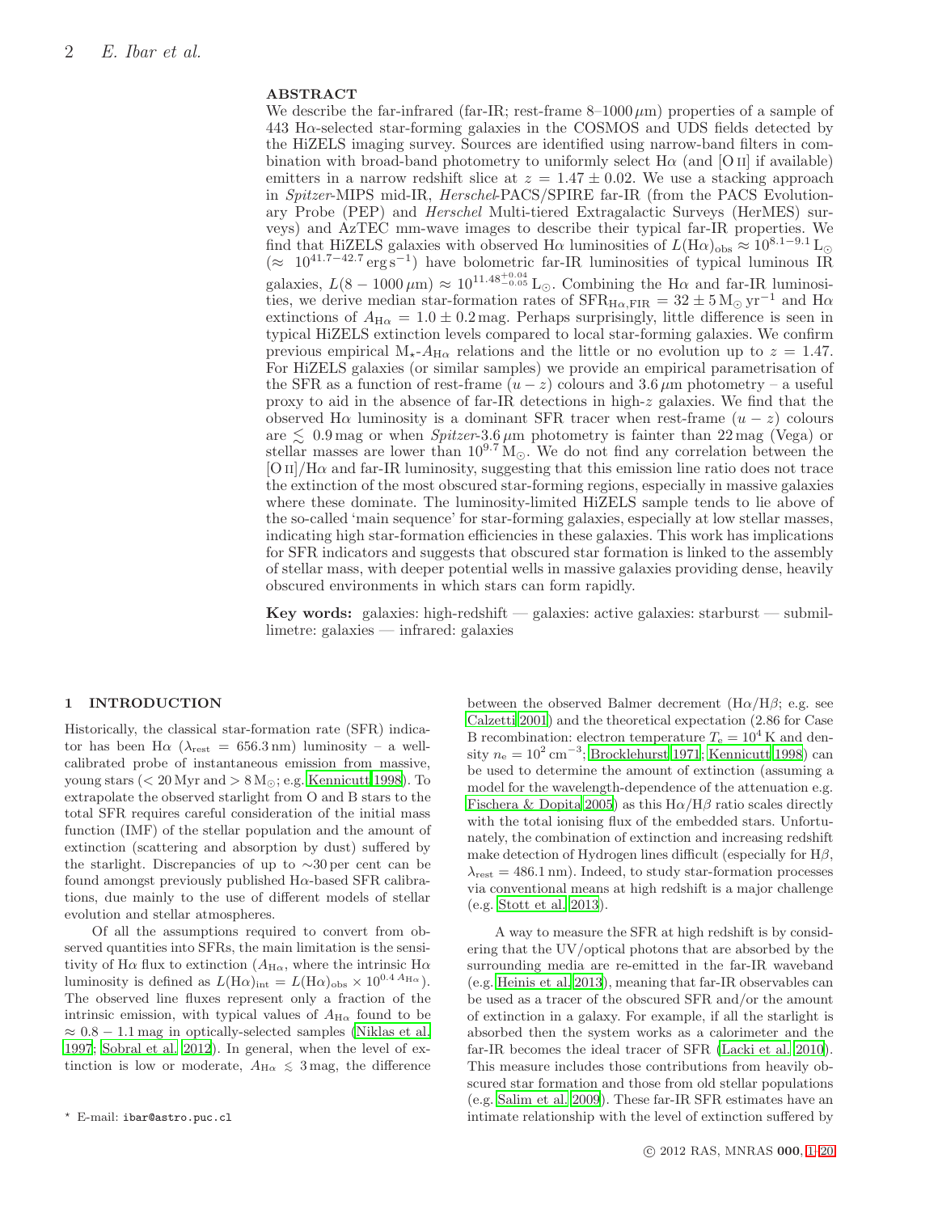## ABSTRACT

We describe the far-infrared (far-IR; rest-frame 8–1000 $\mu$m) properties of a sample of 443 H$\alpha$-selected star-forming galaxies in the COSMOS and UDS fields detected by the HiZELS imaging survey. Sources are identified using narrow-band filters in combination with broad-band photometry to uniformly select H$\alpha$ (and [O II] if available) emitters in a narrow redshift slice at $z = 1.47 \pm 0.02$. We use a stacking approach in *Spitzer*-MIPS mid-IR, *Herschel*-PACS/SPIRE far-IR (from the PACS Evolutionary Probe (PEP) and *Herschel* Multi-tiered Extragalactic Surveys (HerMES) surveys) and AzTEC mm-wave images to describe their typical far-IR properties. We find that HiZELS galaxies with observed H$\alpha$ luminosities of $L(\mathrm{H}\alpha)_{\mathrm{obs}} \approx 10^{8.1-9.1}\,\mathrm{L}_{\odot}$ ($\approx 10^{41.7-42.7}\,\mathrm{erg\,s^{-1}}$) have bolometric far-IR luminosities of typical luminous IR galaxies, $L(8-1000\,\mu\mathrm{m}) \approx 10^{11.48^{+0.04}_{-0.05}}\,\mathrm{L}_{\odot}$. Combining the H$\alpha$ and far-IR luminosities, we derive median star-formation rates of $\mathrm{SFR}_{\mathrm{H}\alpha,\mathrm{FIR}} = 32 \pm 5\,\mathrm{M}_{\odot}\,\mathrm{yr}^{-1}$ and H$\alpha$ extinctions of $A_{\mathrm{H}\alpha} = 1.0 \pm 0.2$ mag. Perhaps surprisingly, little difference is seen in typical HiZELS extinction levels compared to local star-forming galaxies. We confirm previous empirical $\mathrm{M}_{\star}$-$A_{\mathrm{H}\alpha}$ relations and the little or no evolution up to $z = 1.47$. For HiZELS galaxies (or similar samples) we provide an empirical parametrisation of the SFR as a function of rest-frame $(u - z)$ colours and 3.6 $\mu$m photometry – a useful proxy to aid in the absence of far-IR detections in high-$z$ galaxies. We find that the observed H$\alpha$ luminosity is a dominant SFR tracer when rest-frame $(u - z)$ colours are $\lesssim 0.9$ mag or when *Spitzer*-3.6 $\mu$m photometry is fainter than 22 mag (Vega) or stellar masses are lower than $10^{9.7}\,\mathrm{M}_{\odot}$. We do not find any correlation between the [O II]/H$\alpha$ and far-IR luminosity, suggesting that this emission line ratio does not trace the extinction of the most obscured star-forming regions, especially in massive galaxies where these dominate. The luminosity-limited HiZELS sample tends to lie above of the so-called 'main sequence' for star-forming galaxies, especially at low stellar masses, indicating high star-formation efficiencies in these galaxies. This work has implications for SFR indicators and suggests that obscured star formation is linked to the assembly of stellar mass, with deeper potential wells in massive galaxies providing dense, heavily obscured environments in which stars can form rapidly.

**Key words:** galaxies: high-redshift — galaxies: active galaxies: starburst — submillimetre: galaxies — infrared: galaxies

## 1 INTRODUCTION

Historically, the classical star-formation rate (SFR) indicator has been H$\alpha$ ($\lambda_{\mathrm{rest}} = 656.3$ nm) luminosity – a well-calibrated probe of instantaneous emission from massive, young stars ($< 20$ Myr and $> 8\,\mathrm{M}_{\odot}$; e.g. Kennicutt 1998). To extrapolate the observed starlight from O and B stars to the total SFR requires careful consideration of the initial mass function (IMF) of the stellar population and the amount of extinction (scattering and absorption by dust) suffered by the starlight. Discrepancies of up to $\sim$30 per cent can be found amongst previously published H$\alpha$-based SFR calibrations, due mainly to the use of different models of stellar evolution and stellar atmospheres.

Of all the assumptions required to convert from observed quantities into SFRs, the main limitation is the sensitivity of H$\alpha$ flux to extinction ($A_{\mathrm{H}\alpha}$, where the intrinsic H$\alpha$ luminosity is defined as $L(\mathrm{H}\alpha)_{\mathrm{int}} = L(\mathrm{H}\alpha)_{\mathrm{obs}} \times 10^{0.4\,A_{\mathrm{H}\alpha}}$). The observed line fluxes represent only a fraction of the intrinsic emission, with typical values of $A_{\mathrm{H}\alpha}$ found to be $\approx 0.8-1.1$ mag in optically-selected samples (Niklas et al. 1997; Sobral et al. 2012). In general, when the level of extinction is low or moderate, $A_{\mathrm{H}\alpha} \lesssim 3$ mag, the difference between the observed Balmer decrement (H$\alpha$/H$\beta$; e.g. see Calzetti 2001) and the theoretical expectation (2.86 for Case B recombination: electron temperature $T_{\mathrm{e}} = 10^4$ K and density $n_{\mathrm{e}} = 10^2\,\mathrm{cm}^{-3}$; Brocklehurst 1971; Kennicutt 1998) can be used to determine the amount of extinction (assuming a model for the wavelength-dependence of the attenuation e.g. Fischera & Dopita 2005) as this H$\alpha$/H$\beta$ ratio scales directly with the total ionising flux of the embedded stars. Unfortunately, the combination of extinction and increasing redshift make detection of Hydrogen lines difficult (especially for H$\beta$, $\lambda_{\mathrm{rest}} = 486.1$ nm). Indeed, to study star-formation processes via conventional means at high redshift is a major challenge (e.g. Stott et al. 2013).

A way to measure the SFR at high redshift is by considering that the UV/optical photons that are absorbed by the surrounding media are re-emitted in the far-IR waveband (e.g. Heinis et al. 2013), meaning that far-IR observables can be used as a tracer of the obscured SFR and/or the amount of extinction in a galaxy. For example, if all the starlight is absorbed then the system works as a calorimeter and the far-IR becomes the ideal tracer of SFR (Lacki et al. 2010). This measure includes those contributions from heavily obscured star formation and those from old stellar populations (e.g. Salim et al. 2009). These far-IR SFR estimates have an intimate relationship with the level of extinction suffered by

* E-mail: ibar@astro.puc.cl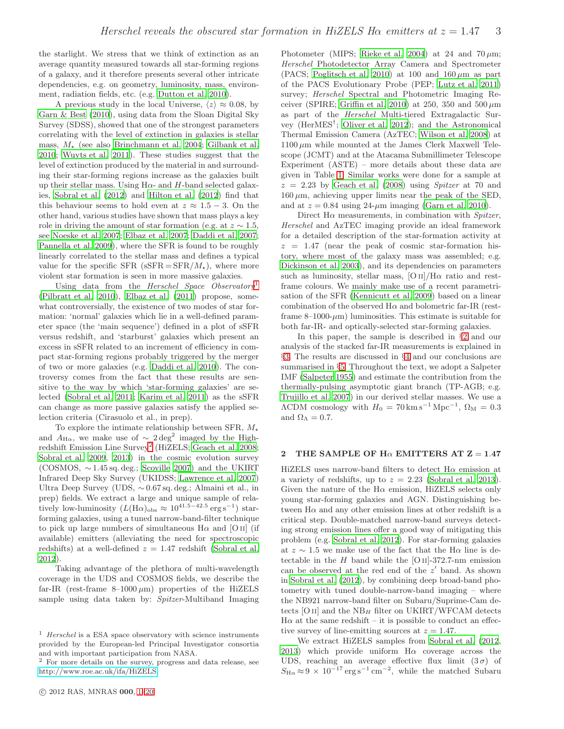the starlight. We stress that we think of extinction as an average quantity measured towards all star-forming regions of a galaxy, and it therefore presents several other intricate dependencies, e.g. on geometry, luminosity, mass, environment, radiation fields, etc. (e.g. Dutton et al. 2010).

A previous study in the local Universe, $\langle z \rangle \approx 0.08$, by Garn & Best (2010), using data from the Sloan Digital Sky Survey (SDSS), showed that one of the strongest parameters correlating with the level of extinction in galaxies is stellar mass, $M_\star$ (see also Brinchmann et al. 2004; Gilbank et al. 2010; Wuyts et al. 2011). These studies suggest that the level of extinction produced by the material in and surrounding their star-forming regions increase as the galaxies built up their stellar mass. Using H$\alpha$- and $H$-band selected galaxies, Sobral et al. (2012) and Hilton et al. (2012) find that this behaviour seems to hold even at $z \approx 1.5 - 3$. On the other hand, various studies have shown that mass plays a key role in driving the amount of star formation (e.g. at $z \sim 1.5$, see Noeske et al. 2007; Elbaz et al. 2007; Daddi et al. 2007; Pannella et al. 2009), where the SFR is found to be roughly linearly correlated to the stellar mass and defines a typical value for the specific SFR (sSFR = SFR/$M_\star$), where more violent star formation is seen in more massive galaxies.

Using data from the *Herschel Space Observatory*[1] (Pilbratt et al. 2010), Elbaz et al. (2011) propose, somewhat controversially, the existence of two modes of star formation: 'normal' galaxies which lie in a well-defined parameter space (the 'main sequence') defined in a plot of sSFR versus redshift, and 'starburst' galaxies which present an excess in sSFR related to an increment of efficiency in compact star-forming regions probably triggered by the merger of two or more galaxies (e.g. Daddi et al. 2010). The controversy comes from the fact that these results are sensitive to the way by which 'star-forming galaxies' are selected (Sobral et al. 2011; Karim et al. 2011) as the sSFR can change as more passive galaxies satisfy the applied selection criteria (Cirasuolo et al., in prep).

To explore the intimate relationship between SFR, $M_\star$ and $A_{\mathrm{H}\alpha}$, we make use of $\sim 2\,\mathrm{deg}^2$ imaged by the High-redshift Emission Line Survey[2] (HiZELS; Geach et al. 2008; Sobral et al. 2009, 2013) in the cosmic evolution survey (COSMOS, $\sim$1.45 sq. deg.; Scoville 2007) and the UKIRT Infrared Deep Sky Survey (UKIDSS; Lawrence et al. 2007) Ultra Deep Survey (UDS, $\sim$0.67 sq. deg.; Almaini et al., in prep) fields. We extract a large and unique sample of relatively low-luminosity ($L(\mathrm{H}\alpha)_{\mathrm{obs}} \approx 10^{41.5-42.5}\,\mathrm{erg\,s^{-1}}$) star-forming galaxies, using a tuned narrow-band-filter technique to pick up large numbers of simultaneous H$\alpha$ and [O II] (if available) emitters (alleviating the need for spectroscopic redshifts) at a well-defined $z = 1.47$ redshift (Sobral et al. 2012).

Taking advantage of the plethora of multi-wavelength coverage in the UDS and COSMOS fields, we describe the far-IR (rest-frame 8–1000 $\mu$m) properties of the HiZELS sample using data taken by: *Spitzer*-Multiband Imaging Photometer (MIPS; Rieke et al. 2004) at 24 and 70 $\mu$m; *Herschel* Photodetector Array Camera and Spectrometer (PACS; Poglitsch et al. 2010) at 100 and 160 $\mu$m as part of the PACS Evolutionary Probe (PEP; Lutz et al. 2011) survey; *Herschel* Spectral and Photometric Imaging Receiver (SPIRE; Griffin et al. 2010) at 250, 350 and 500 $\mu$m as part of the *Herschel* Multi-tiered Extragalactic Survey (HerMES[†]; Oliver et al. 2012); and the Astronomical Thermal Emission Camera (AzTEC; Wilson et al. 2008) at 1100 $\mu$m while mounted at the James Clerk Maxwell Telescope (JCMT) and at the Atacama Submillimeter Telescope Experiment (ASTE) – more details about these data are given in Table 1. Similar works were done for a sample at $z = 2.23$ by Geach et al. (2008) using *Spitzer* at 70 and 160 $\mu$m, achieving upper limits near the peak of the SED, and at $z = 0.84$ using 24-$\mu$m imaging (Garn et al. 2010).

Direct H$\alpha$ measurements, in combination with *Spitzer*, *Herschel* and AzTEC imaging provide an ideal framework for a detailed description of the star-formation activity at $z = 1.47$ (near the peak of cosmic star-formation history, where most of the galaxy mass was assembled; e.g. Dickinson et al. 2003), and its dependencies on parameters such as luminosity, stellar mass, [O II]/H$\alpha$ ratio and rest-frame colours. We mainly make use of a recent parametrisation of the SFR (Kennicutt et al. 2009) based on a linear combination of the observed H$\alpha$ and bolometric far-IR (rest-frame 8–1000-$\mu$m) luminosities. This estimate is suitable for both far-IR- and optically-selected star-forming galaxies.

In this paper, the sample is described in §2 and our analysis of the stacked far-IR measurements is explained in §3. The results are discussed in §4 and our conclusions are summarised in §5. Throughout the text, we adopt a Salpeter IMF (Salpeter 1955) and estimate the contribution from the thermally-pulsing asymptotic giant branch (TP-AGB; e.g. Trujillo et al. 2007) in our derived stellar masses. We use a $\Lambda$CDM cosmology with $H_0 = 70\,\mathrm{km\,s^{-1}\,Mpc^{-1}}$, $\Omega_{\mathrm{M}} = 0.3$ and $\Omega_\Lambda = 0.7$.

## 2 THE SAMPLE OF H$\alpha$ EMITTERS AT Z = 1.47

HiZELS uses narrow-band filters to detect H$\alpha$ emission at a variety of redshifts, up to $z = 2.23$ (Sobral et al. 2013). Given the nature of the H$\alpha$ emission, HiZELS selects only young star-forming galaxies and AGN. Distinguishing between H$\alpha$ and any other emission lines at other redshift is a critical step. Double-matched narrow-band surveys detecting strong emission lines offer a good way of mitigating this problem (e.g. Sobral et al. 2012). For star-forming galaxies at $z \sim 1.5$ we make use of the fact that the H$\alpha$ line is detectable in the $H$ band while the [O II]-372.7-nm emission can be observed at the red end of the $z'$ band. As shown in Sobral et al. (2012), by combining deep broad-band photometry with tuned double-narrow-band imaging – where the NB921 narrow-band filter on Subaru/Suprime-Cam detects [O II] and the NB$_H$ filter on UKIRT/WFCAM detects H$\alpha$ at the same redshift – it is possible to conduct an effective survey of line-emitting sources at $z = 1.47$.

We extract HiZELS samples from Sobral et al. (2012, 2013) which provide uniform H$\alpha$ coverage across the UDS, reaching an average effective flux limit (3$\,\sigma$) of $S_{\mathrm{H}\alpha} \approx 9 \times 10^{-17}\,\mathrm{erg\,s^{-1}\,cm^{-2}}$, while the matched Subaru

[1] *Herschel* is a ESA space observatory with science instruments provided by the European-led Principal Investigator consortia and with important participation from NASA.

[2] For more details on the survey, progress and data release, see http://www.roe.ac.uk/ifa/HiZELS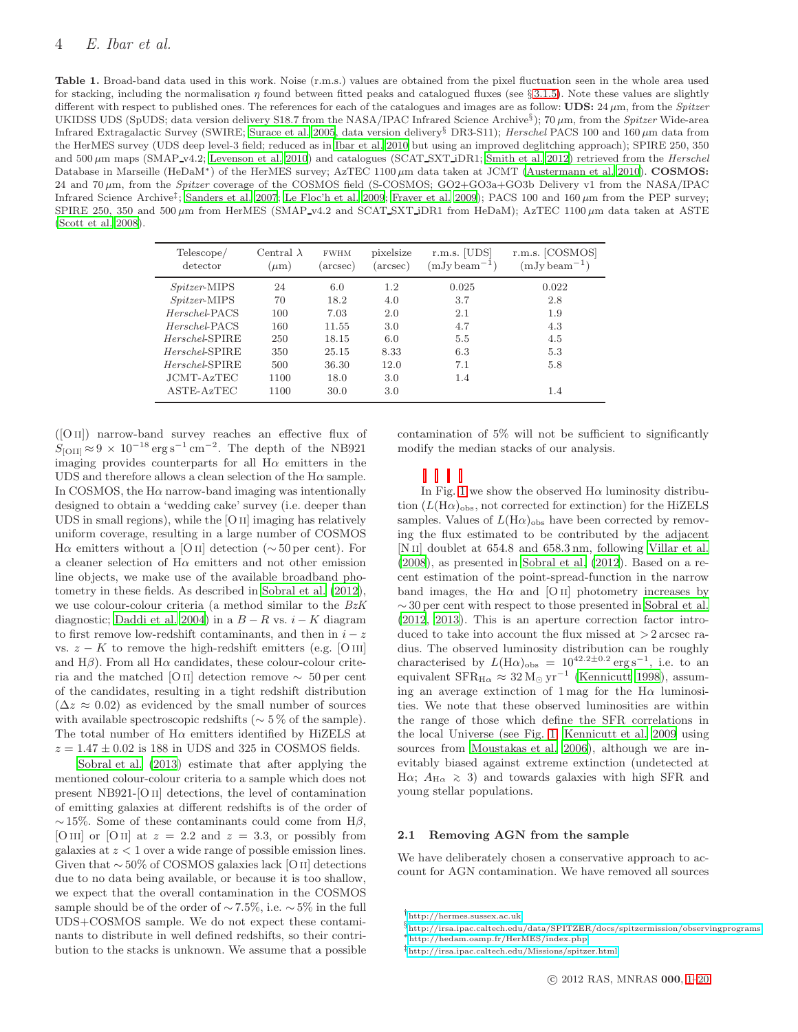**Table 1.** Broad-band data used in this work. Noise (r.m.s.) values are obtained from the pixel fluctuation seen in the whole area used for stacking, including the normalisation $\eta$ found between fitted peaks and catalogued fluxes (see §3.1.5). Note these values are slightly different with respect to published ones. The references for each of the catalogues and images are as follow: **UDS:** 24 $\mu$m, from the *Spitzer* UKIDSS UDS (SpUDS; data version delivery S18.7 from the NASA/IPAC Infrared Science Archive§); 70 $\mu$m, from the *Spitzer* Wide-area Infrared Extragalactic Survey (SWIRE; Surace et al. 2005, data version delivery§ DR3-S11); *Herschel* PACS 100 and 160 $\mu$m data from the HerMES survey (UDS deep level-3 field; reduced as in Ibar et al. 2010 but using an improved deglitching approach); SPIRE 250, 350 and 500 $\mu$m maps (SMAP_v4.2; Levenson et al. 2010) and catalogues (SCAT_SXT_iDR1; Smith et al. 2012) retrieved from the *Herschel* Database in Marseille (HeDaM*) of the HerMES survey; AzTEC 1100 $\mu$m data taken at JCMT (Austermann et al. 2010). **COSMOS:** 24 and 70 $\mu$m, from the *Spitzer* coverage of the COSMOS field (S-COSMOS; GO2+GO3a+GO3b Delivery v1 from the NASA/IPAC Infrared Science Archive‡; Sanders et al. 2007; Le Floc'h et al. 2009; Frayer et al. 2009); PACS 100 and 160 $\mu$m from the PEP survey; SPIRE 250, 350 and 500 $\mu$m from HerMES (SMAP_v4.2 and SCAT_SXT_iDR1 from HeDaM); AzTEC 1100 $\mu$m data taken at ASTE (Scott et al. 2008).

| Telescope/ detector | Central $\lambda$ ($\mu$m) | FWHM (arcsec) | pixelsize (arcsec) | r.m.s. [UDS] (mJy beam$^{-1}$) | r.m.s. [COSMOS] (mJy beam$^{-1}$) |
|---|---|---|---|---|---|
| *Spitzer*-MIPS | 24 | 6.0 | 1.2 | 0.025 | 0.022 |
| *Spitzer*-MIPS | 70 | 18.2 | 4.0 | 3.7 | 2.8 |
| *Herschel*-PACS | 100 | 7.03 | 2.0 | 2.1 | 1.9 |
| *Herschel*-PACS | 160 | 11.55 | 3.0 | 4.7 | 4.3 |
| *Herschel*-SPIRE | 250 | 18.15 | 6.0 | 5.5 | 4.5 |
| *Herschel*-SPIRE | 350 | 25.15 | 8.33 | 6.3 | 5.3 |
| *Herschel*-SPIRE | 500 | 36.30 | 12.0 | 7.1 | 5.8 |
| JCMT-AzTEC | 1100 | 18.0 | 3.0 | 1.4 | |
| ASTE-AzTEC | 1100 | 30.0 | 3.0 | | 1.4 |

([O II]) narrow-band survey reaches an effective flux of $S_{\rm [OII]} \approx 9 \times 10^{-18}\,{\rm erg\,s^{-1}\,cm^{-2}}$. The depth of the NB921 imaging provides counterparts for all H$\alpha$ emitters in the UDS and therefore allows a clean selection of the H$\alpha$ sample. In COSMOS, the H$\alpha$ narrow-band imaging was intentionally designed to obtain a 'wedding cake' survey (i.e. deeper than UDS in small regions), while the [O II] imaging has relatively uniform coverage, resulting in a large number of COSMOS H$\alpha$ emitters without a [O II] detection ($\sim$50 per cent). For a cleaner selection of H$\alpha$ emitters and not other emission line objects, we make use of the available broadband photometry in these fields. As described in Sobral et al. (2012), we use colour-colour criteria (a method similar to the *BzK* diagnostic; Daddi et al. 2004) in a $B-R$ vs. $i-K$ diagram to first remove low-redshift contaminants, and then in $i-z$ vs. $z-K$ to remove the high-redshift emitters (e.g. [O III] and H$\beta$). From all H$\alpha$ candidates, these colour-colour criteria and the matched [O II] detection remove $\sim$ 50 per cent of the candidates, resulting in a tight redshift distribution ($\Delta z \approx 0.02$) as evidenced by the small number of sources with available spectroscopic redshifts ($\sim$ 5 % of the sample). The total number of H$\alpha$ emitters identified by HiZELS at $z = 1.47 \pm 0.02$ is 188 in UDS and 325 in COSMOS fields.

Sobral et al. (2013) estimate that after applying the mentioned colour-colour criteria to a sample which does not present NB921-[O II] detections, the level of contamination of emitting galaxies at different redshifts is of the order of $\sim$15%. Some of these contaminants could come from H$\beta$, [O III] or [O II] at $z = 2.2$ and $z = 3.3$, or possibly from galaxies at $z < 1$ over a wide range of possible emission lines. Given that $\sim$50% of COSMOS galaxies lack [O II] detections due to no data being available, or because it is too shallow, we expect that the overall contamination in the COSMOS sample should be of the order of $\sim$7.5%, i.e. $\sim$5% in the full UDS+COSMOS sample. We do not expect these contaminants to distribute in well defined redshifts, so their contribution to the stacks is unknown. We assume that a possible contamination of 5% will not be sufficient to significantly modify the median stacks of our analysis.

In Fig. 1 we show the observed H$\alpha$ luminosity distribution ($L({\rm H}\alpha)_{\rm obs}$, not corrected for extinction) for the HiZELS samples. Values of $L({\rm H}\alpha)_{\rm obs}$ have been corrected by removing the flux estimated to be contributed by the adjacent [N II] doublet at 654.8 and 658.3 nm, following Villar et al. (2008), as presented in Sobral et al. (2012). Based on a recent estimation of the point-spread-function in the narrow band images, the H$\alpha$ and [O II] photometry increases by $\sim$30 per cent with respect to those presented in Sobral et al. (2012, 2013). This is an aperture correction factor introduced to take into account the flux missed at $>2$ arcsec radius. The observed luminosity distribution can be roughly characterised by $L({\rm H}\alpha)_{\rm obs} = 10^{42.2\pm0.2}\,{\rm erg\,s^{-1}}$, i.e. to an equivalent ${\rm SFR_{H\alpha}} \approx 32\,{\rm M_\odot\,yr^{-1}}$ (Kennicutt 1998), assuming an average extinction of 1 mag for the H$\alpha$ luminosities. We note that these observed luminosities are within the range of those which define the SFR correlations in the local Universe (see Fig. 1; Kennicutt et al. 2009 using sources from Moustakas et al. 2006), although we are inevitably biased against extreme extinction (undetected at H$\alpha$; $A_{\rm H\alpha} \gtrsim 3$) and towards galaxies with high SFR and young stellar populations.

## 2.1 Removing AGN from the sample

We have deliberately chosen a conservative approach to account for AGN contamination. We have removed all sources

---

† http://hermes.sussex.ac.uk

§ http://irsa.ipac.caltech.edu/data/SPITZER/docs/spitzermission/observingprograms

* http://hedam.oamp.fr/HerMES/index.php

‡ http://irsa.ipac.caltech.edu/Missions/spitzer.html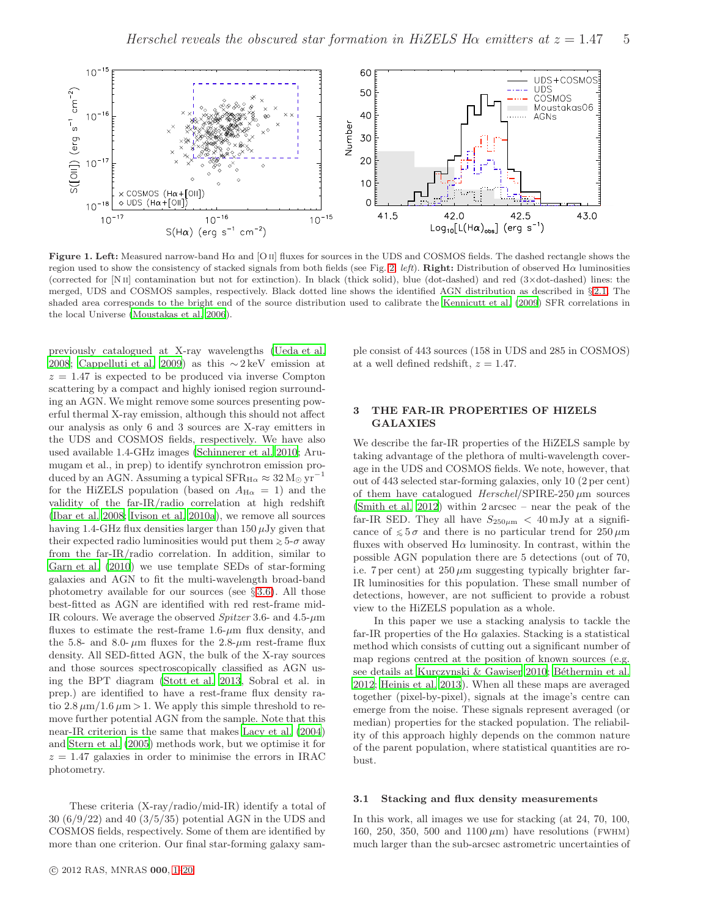**Figure 1. Left:** Measured narrow-band Hα and [O II] fluxes for sources in the UDS and COSMOS fields. The dashed rectangle shows the region used to show the consistency of stacked signals from both fields (see Fig. 2, *left*). **Right:** Distribution of observed Hα luminosities (corrected for [N II] contamination but not for extinction). In black (thick solid), blue (dot-dashed) and red (3×dot-dashed) lines: the merged, UDS and COSMOS samples, respectively. Black dotted line shows the identified AGN distribution as described in §2.1. The shaded area corresponds to the bright end of the source distribution used to calibrate the Kennicutt et al. (2009) SFR correlations in the local Universe (Moustakas et al. 2006).

previously catalogued at X-ray wavelengths (Ueda et al. 2008; Cappelluti et al. 2009) as this $\sim 2$ keV emission at $z = 1.47$ is expected to be produced via inverse Compton scattering by a compact and highly ionised region surrounding an AGN. We might remove some sources presenting powerful thermal X-ray emission, although this should not affect our analysis as only 6 and 3 sources are X-ray emitters in the UDS and COSMOS fields, respectively. We have also used available 1.4-GHz images (Schinnerer et al. 2010; Arumugam et al., in prep) to identify synchrotron emission produced by an AGN. Assuming a typical $\mathrm{SFR}_{\mathrm{H}\alpha} \approx 32\,\mathrm{M}_{\odot}\,\mathrm{yr}^{-1}$ for the HiZELS population (based on $A_{\mathrm{H}\alpha} = 1$) and the validity of the far-IR/radio correlation at high redshift (Ibar et al. 2008; Ivison et al. 2010a), we remove all sources having 1.4-GHz flux densities larger than 150 $\mu$Jy given that their expected radio luminosities would put them $\gtrsim 5$-$\sigma$ away from the far-IR/radio correlation. In addition, similar to Garn et al. (2010) we use template SEDs of star-forming galaxies and AGN to fit the multi-wavelength broad-band photometry available for our sources (see §3.6). All those best-fitted as AGN are identified with red rest-frame mid-IR colours. We average the observed *Spitzer* 3.6- and 4.5-$\mu$m fluxes to estimate the rest-frame 1.6-$\mu$m flux density, and the 5.8- and 8.0- $\mu$m fluxes for the 2.8-$\mu$m rest-frame flux density. All SED-fitted AGN, the bulk of the X-ray sources and those sources spectroscopically classified as AGN using the BPT diagram (Stott et al. 2013, Sobral et al. in prep.) are identified to have a rest-frame flux density ratio $2.8\,\mu\mathrm{m}/1.6\,\mu\mathrm{m} > 1$. We apply this simple threshold to remove further potential AGN from the sample. Note that this near-IR criterion is the same that makes Lacy et al. (2004) and Stern et al. (2005) methods work, but we optimise it for $z = 1.47$ galaxies in order to minimise the errors in IRAC photometry.

These criteria (X-ray/radio/mid-IR) identify a total of 30 (6/9/22) and 40 (3/5/35) potential AGN in the UDS and COSMOS fields, respectively. Some of them are identified by more than one criterion. Our final star-forming galaxy sample consist of 443 sources (158 in UDS and 285 in COSMOS) at a well defined redshift, $z = 1.47$.

## 3 THE FAR-IR PROPERTIES OF HIZELS GALAXIES

We describe the far-IR properties of the HiZELS sample by taking advantage of the plethora of multi-wavelength coverage in the UDS and COSMOS fields. We note, however, that out of 443 selected star-forming galaxies, only 10 (2 per cent) of them have catalogued *Herschel*/SPIRE-250 $\mu$m sources (Smith et al. 2012) within 2 arcsec – near the peak of the far-IR SED. They all have $S_{250\mu\mathrm{m}} < 40$ mJy at a significance of $\lesssim 5\,\sigma$ and there is no particular trend for 250 $\mu$m fluxes with observed Hα luminosity. In contrast, within the possible AGN population there are 5 detections (out of 70, i.e. 7 per cent) at 250 $\mu$m suggesting typically brighter far-IR luminosities for this population. These small number of detections, however, are not sufficient to provide a robust view to the HiZELS population as a whole.

In this paper we use a stacking analysis to tackle the far-IR properties of the Hα galaxies. Stacking is a statistical method which consists of cutting out a significant number of map regions centred at the position of known sources (e.g. see details at Kurczynski & Gawiser 2010; Béthermin et al. 2012; Heinis et al. 2013). When all these maps are averaged together (pixel-by-pixel), signals at the image's centre can emerge from the noise. These signals represent averaged (or median) properties for the stacked population. The reliability of this approach highly depends on the common nature of the parent population, where statistical quantities are robust.

### 3.1 Stacking and flux density measurements

In this work, all images we use for stacking (at 24, 70, 100, 160, 250, 350, 500 and 1100 $\mu$m) have resolutions (FWHM) much larger than the sub-arcsec astrometric uncertainties of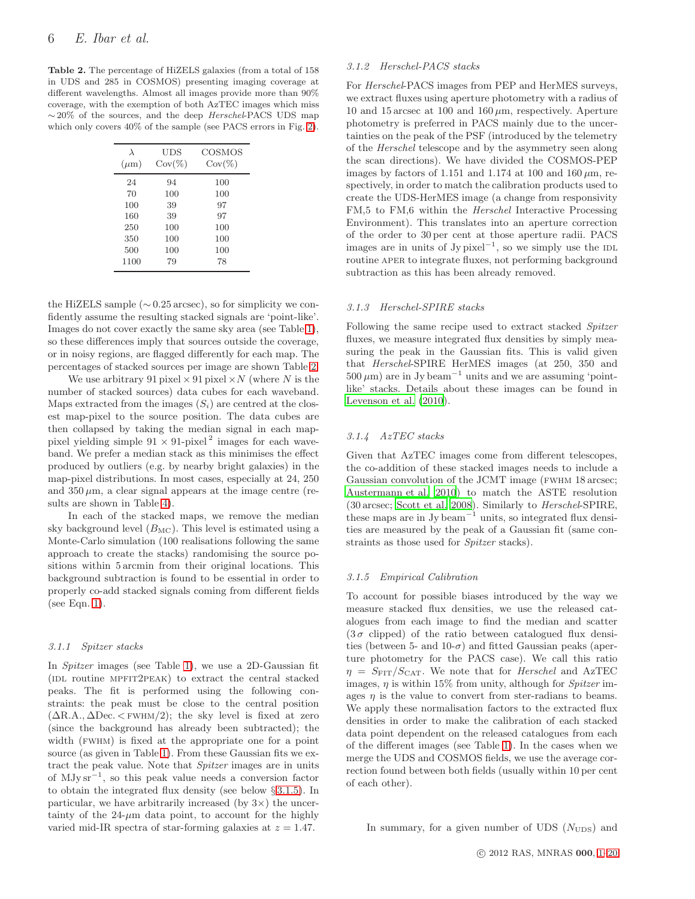**Table 2.** The percentage of HiZELS galaxies (from a total of 158 in UDS and 285 in COSMOS) presenting imaging coverage at different wavelengths. Almost all images provide more than 90% coverage, with the exemption of both AzTEC images which miss $\sim$20% of the sources, and the deep *Herschel*-PACS UDS map which only covers 40% of the sample (see PACS errors in Fig. 2).

| $\lambda$ ($\mu$m) | UDS Cov(%) | COSMOS Cov(%) |
|---|---|---|
| 24 | 94 | 100 |
| 70 | 100 | 100 |
| 100 | 39 | 97 |
| 160 | 39 | 97 |
| 250 | 100 | 100 |
| 350 | 100 | 100 |
| 500 | 100 | 100 |
| 1100 | 79 | 78 |

the HiZELS sample ($\sim$0.25 arcsec), so for simplicity we confidently assume the resulting stacked signals are 'point-like'. Images do not cover exactly the same sky area (see Table 1), so these differences imply that sources outside the coverage, or in noisy regions, are flagged differently for each map. The percentages of stacked sources per image are shown Table 2.

We use arbitrary 91 pixel $\times$ 91 pixel $\times N$ (where $N$ is the number of stacked sources) data cubes for each waveband. Maps extracted from the images ($S_i$) are centred at the closest map-pixel to the source position. The data cubes are then collapsed by taking the median signal in each map-pixel yielding simple 91 $\times$ 91-pixel$^2$ images for each waveband. We prefer a median stack as this minimises the effect produced by outliers (e.g. by nearby bright galaxies) in the map-pixel distributions. In most cases, especially at 24, 250 and 350 $\mu$m, a clear signal appears at the image centre (results are shown in Table 4).

In each of the stacked maps, we remove the median sky background level ($B_{\rm MC}$). This level is estimated using a Monte-Carlo simulation (100 realisations following the same approach to create the stacks) randomising the source positions within 5 arcmin from their original locations. This background subtraction is found to be essential in order to properly co-add stacked signals coming from different fields (see Eqn. 1).

#### 3.1.1 Spitzer stacks

In *Spitzer* images (see Table 1), we use a 2D-Gaussian fit (IDL routine MPFIT2PEAK) to extract the central stacked peaks. The fit is performed using the following constraints: the peak must be close to the central position ($\Delta$R.A., $\Delta$Dec. $<$ FWHM/2); the sky level is fixed at zero (since the background has already been subtracted); the width (FWHM) is fixed at the appropriate one for a point source (as given in Table 1). From these Gaussian fits we extract the peak value. Note that *Spitzer* images are in units of MJy sr$^{-1}$, so this peak value needs a conversion factor to obtain the integrated flux density (see below §3.1.5). In particular, we have arbitrarily increased (by 3$\times$) the uncertainty of the 24-$\mu$m data point, to account for the highly varied mid-IR spectra of star-forming galaxies at $z = 1.47$.

#### 3.1.2 Herschel-PACS stacks

For *Herschel*-PACS images from PEP and HerMES surveys, we extract fluxes using aperture photometry with a radius of 10 and 15 arcsec at 100 and 160 $\mu$m, respectively. Aperture photometry is preferred in PACS mainly due to the uncertainties on the peak of the PSF (introduced by the telemetry of the *Herschel* telescope and by the asymmetry seen along the scan directions). We have divided the COSMOS-PEP images by factors of 1.151 and 1.174 at 100 and 160 $\mu$m, respectively, in order to match the calibration products used to create the UDS-HerMES image (a change from responsivity FM,5 to FM,6 within the *Herschel* Interactive Processing Environment). This translates into an aperture correction of the order to 30 per cent at those aperture radii. PACS images are in units of Jy pixel$^{-1}$, so we simply use the IDL routine APER to integrate fluxes, not performing background subtraction as this has been already removed.

#### 3.1.3 Herschel-SPIRE stacks

Following the same recipe used to extract stacked *Spitzer* fluxes, we measure integrated flux densities by simply measuring the peak in the Gaussian fits. This is valid given that *Herschel*-SPIRE HerMES images (at 250, 350 and 500 $\mu$m) are in Jy beam$^{-1}$ units and we are assuming 'point-like' stacks. Details about these images can be found in Levenson et al. (2010).

#### 3.1.4 AzTEC stacks

Given that AzTEC images come from different telescopes, the co-addition of these stacked images needs to include a Gaussian convolution of the JCMT image (FWHM 18 arcsec; Austermann et al. 2010) to match the ASTE resolution (30 arcsec; Scott et al. 2008). Similarly to *Herschel*-SPIRE, these maps are in Jy beam$^{-1}$ units, so integrated flux densities are measured by the peak of a Gaussian fit (same constraints as those used for *Spitzer* stacks).

#### 3.1.5 Empirical Calibration

To account for possible biases introduced by the way we measure stacked flux densities, we use the released catalogues from each image to find the median and scatter ($3\,\sigma$ clipped) of the ratio between catalogued flux densities (between 5- and 10-$\sigma$) and fitted Gaussian peaks (aperture photometry for the PACS case). We call this ratio $\eta = S_{\rm FIT}/S_{\rm CAT}$. We note that for *Herschel* and AzTEC images, $\eta$ is within 15% from unity, although for *Spitzer* images $\eta$ is the value to convert from ster-radians to beams. We apply these normalisation factors to the extracted flux densities in order to make the calibration of each stacked data point dependent on the released catalogues from each of the different images (see Table 1). In the cases when we merge the UDS and COSMOS fields, we use the average correction found between both fields (usually within 10 per cent of each other).

In summary, for a given number of UDS ($N_{\rm UDS}$) and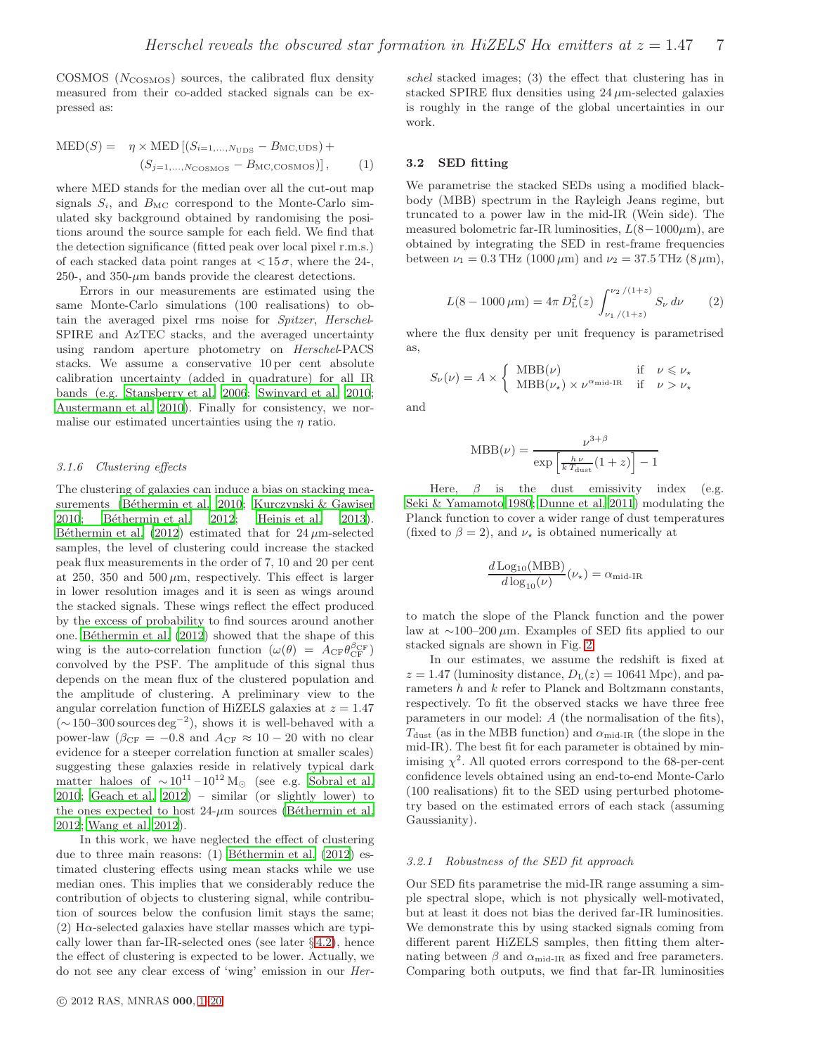COSMOS ($N_{\rm COSMOS}$) sources, the calibrated flux density measured from their co-added stacked signals can be expressed as:

$$\mathrm{MED}(S) = \quad \eta \times \mathrm{MED}\left[(S_{i=1,\ldots,N_{\rm UDS}} - B_{\rm MC,UDS}) + (S_{j=1,\ldots,N_{\rm COSMOS}} - B_{\rm MC,COSMOS})\right], \qquad (1)$$

where MED stands for the median over all the cut-out map signals $S_i$, and $B_{\rm MC}$ correspond to the Monte-Carlo simulated sky background obtained by randomising the positions around the source sample for each field. We find that the detection significance (fitted peak over local pixel r.m.s.) of each stacked data point ranges at $< 15\,\sigma$, where the 24-, 250-, and 350-$\mu$m bands provide the clearest detections.

Errors in our measurements are estimated using the same Monte-Carlo simulations (100 realisations) to obtain the averaged pixel rms noise for *Spitzer*, *Herschel*-SPIRE and AzTEC stacks, and the averaged uncertainty using random aperture photometry on *Herschel*-PACS stacks. We assume a conservative 10 per cent absolute calibration uncertainty (added in quadrature) for all IR bands (e.g. Stansberry et al. 2006; Swinyard et al. 2010; Austermann et al. 2010). Finally for consistency, we normalise our estimated uncertainties using the $\eta$ ratio.

#### 3.1.6 Clustering effects

The clustering of galaxies can induce a bias on stacking measurements (Béthermin et al. 2010; Kurczynski & Gawiser 2010; Béthermin et al. 2012; Heinis et al. 2013). Béthermin et al. (2012) estimated that for 24 $\mu$m-selected samples, the level of clustering could increase the stacked peak flux measurements in the order of 7, 10 and 20 per cent at 250, 350 and 500 $\mu$m, respectively. This effect is larger in lower resolution images and it is seen as wings around the stacked signals. These wings reflect the effect produced by the excess of probability to find sources around another one. Béthermin et al. (2012) showed that the shape of this wing is the auto-correlation function ($\omega(\theta) = A_{\rm CF}\theta_{\rm CF}^{\beta_{\rm CF}}$) convolved by the PSF. The amplitude of this signal thus depends on the mean flux of the clustered population and the amplitude of clustering. A preliminary view to the angular correlation function of HiZELS galaxies at $z = 1.47$ ($\sim$150–300 sources deg$^{-2}$), shows it is well-behaved with a power-law ($\beta_{\rm CF} = -0.8$ and $A_{\rm CF} \approx 10-20$ with no clear evidence for a steeper correlation function at smaller scales) suggesting these galaxies reside in relatively typical dark matter haloes of $\sim 10^{11}-10^{12}\,{\rm M}_\odot$ (see e.g. Sobral et al. 2010; Geach et al. 2012) – similar (or slightly lower) to the ones expected to host 24-$\mu$m sources (Béthermin et al. 2012; Wang et al. 2012).

In this work, we have neglected the effect of clustering due to three main reasons: (1) Béthermin et al. (2012) estimated clustering effects using mean stacks while we use median ones. This implies that we considerably reduce the contribution of objects to clustering signal, while contribution of sources below the confusion limit stays the same; (2) H$\alpha$-selected galaxies have stellar masses which are typically lower than far-IR-selected ones (see later §4.2), hence the effect of clustering is expected to be lower. Actually, we do not see any clear excess of 'wing' emission in our *Herschel* stacked images; (3) the effect that clustering has in stacked SPIRE flux densities using 24 $\mu$m-selected galaxies is roughly in the range of the global uncertainties in our work.

### 3.2 SED fitting

We parametrise the stacked SEDs using a modified blackbody (MBB) spectrum in the Rayleigh Jeans regime, but truncated to a power law in the mid-IR (Wein side). The measured bolometric far-IR luminosities, $L(8-1000\mu{\rm m})$, are obtained by integrating the SED in rest-frame frequencies between $\nu_1 = 0.3$ THz (1000 $\mu$m) and $\nu_2 = 37.5$ THz (8 $\mu$m),

$$L(8-1000\,\mu{\rm m}) = 4\pi\, D_{\rm L}^2(z) \int_{\nu_1\,/(1+z)}^{\nu_2\,/(1+z)} S_\nu\, d\nu \qquad (2)$$

where the flux density per unit frequency is parametrised as,

$$S_\nu(\nu) = A \times \begin{cases} \mathrm{MBB}(\nu) & \text{if} \quad \nu \leqslant \nu_\star \\ \mathrm{MBB}(\nu_\star) \times \nu^{\alpha_{\rm mid\text{-}IR}} & \text{if} \quad \nu > \nu_\star \end{cases}$$

and

$$\mathrm{MBB}(\nu) = \frac{\nu^{3+\beta}}{\exp\left[\frac{h\,\nu}{k\,T_{\rm dust}}(1+z)\right] - 1}$$

Here, $\beta$ is the dust emissivity index (e.g. Seki & Yamamoto 1980; Dunne et al. 2011) modulating the Planck function to cover a wider range of dust temperatures (fixed to $\beta = 2$), and $\nu_\star$ is obtained numerically at

$$\frac{d\,\mathrm{Log}_{10}(\mathrm{MBB})}{d\log_{10}(\nu)}(\nu_\star) = \alpha_{\rm mid\text{-}IR}$$

to match the slope of the Planck function and the power law at $\sim$100–200 $\mu$m. Examples of SED fits applied to our stacked signals are shown in Fig. 2.

In our estimates, we assume the redshift is fixed at $z = 1.47$ (luminosity distance, $D_{\rm L}(z) = 10641$ Mpc), and parameters $h$ and $k$ refer to Planck and Boltzmann constants, respectively. To fit the observed stacks we have three free parameters in our model: $A$ (the normalisation of the fits), $T_{\rm dust}$ (as in the MBB function) and $\alpha_{\rm mid\text{-}IR}$ (the slope in the mid-IR). The best fit for each parameter is obtained by minimising $\chi^2$. All quoted errors correspond to the 68-per-cent confidence levels obtained using an end-to-end Monte-Carlo (100 realisations) fit to the SED using perturbed photometry based on the estimated errors of each stack (assuming Gaussianity).

#### 3.2.1 Robustness of the SED fit approach

Our SED fits parametrise the mid-IR range assuming a simple spectral slope, which is not physically well-motivated, but at least it does not bias the derived far-IR luminosities. We demonstrate this by using stacked signals coming from different parent HiZELS samples, then fitting them alternating between $\beta$ and $\alpha_{\rm mid\text{-}IR}$ as fixed and free parameters. Comparing both outputs, we find that far-IR luminosities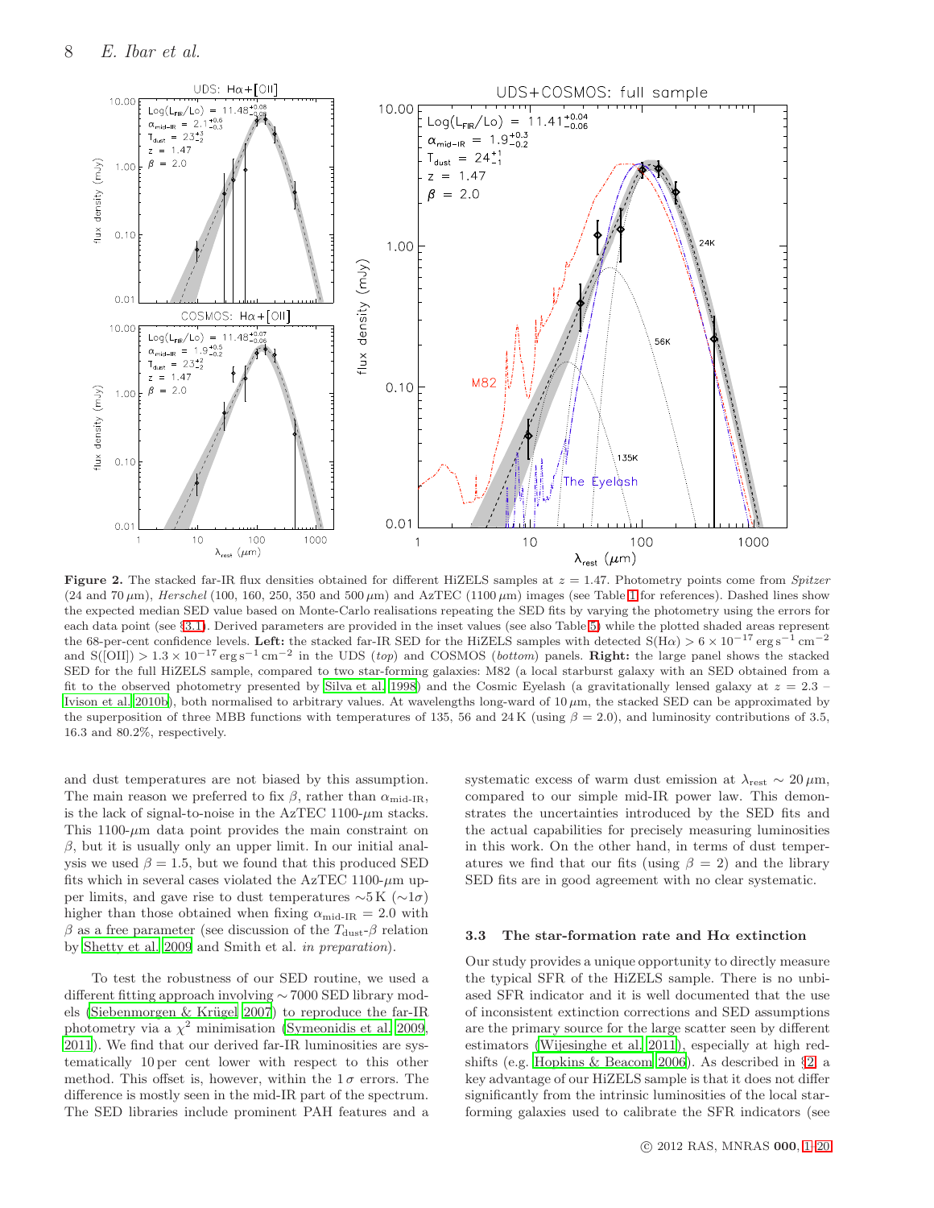**Figure 2.** The stacked far-IR flux densities obtained for different HiZELS samples at $z = 1.47$. Photometry points come from *Spitzer* (24 and 70 $\mu$m), *Herschel* (100, 160, 250, 350 and 500 $\mu$m) and AzTEC (1100 $\mu$m) images (see Table 1 for references). Dashed lines show the expected median SED value based on Monte-Carlo realisations repeating the SED fits by varying the photometry using the errors for each data point (see §3.1). Derived parameters are provided in the inset values (see also Table 5) while the plotted shaded areas represent the 68-per-cent confidence levels. **Left:** the stacked far-IR SED for the HiZELS samples with detected S(H$\alpha$) $> 6 \times 10^{-17}$ erg s$^{-1}$ cm$^{-2}$ and S([OII]) $> 1.3 \times 10^{-17}$ erg s$^{-1}$ cm$^{-2}$ in the UDS (*top*) and COSMOS (*bottom*) panels. **Right:** the large panel shows the stacked SED for the full HiZELS sample, compared to two star-forming galaxies: M82 (a local starburst galaxy with an SED obtained from a fit to the observed photometry presented by Silva et al. 1998) and the Cosmic Eyelash (a gravitationally lensed galaxy at $z = 2.3$ – Ivison et al. 2010b), both normalised to arbitrary values. At wavelengths long-ward of 10 $\mu$m, the stacked SED can be approximated by the superposition of three MBB functions with temperatures of 135, 56 and 24 K (using $\beta = 2.0$), and luminosity contributions of 3.5, 16.3 and 80.2%, respectively.

and dust temperatures are not biased by this assumption. The main reason we preferred to fix $\beta$, rather than $\alpha_{\rm mid\text{-}IR}$, is the lack of signal-to-noise in the AzTEC 1100-$\mu$m stacks. This 1100-$\mu$m data point provides the main constraint on $\beta$, but it is usually only an upper limit. In our initial analysis we used $\beta = 1.5$, but we found that this produced SED fits which in several cases violated the AzTEC 1100-$\mu$m upper limits, and gave rise to dust temperatures $\sim$5 K ($\sim$1$\sigma$) higher than those obtained when fixing $\alpha_{\rm mid\text{-}IR} = 2.0$ with $\beta$ as a free parameter (see discussion of the $T_{\rm dust}$-$\beta$ relation by Shetty et al. 2009 and Smith et al. *in preparation*).

To test the robustness of our SED routine, we used a different fitting approach involving $\sim$7000 SED library models (Siebenmorgen & Krügel 2007) to reproduce the far-IR photometry via a $\chi^2$ minimisation (Symeonidis et al. 2009, 2011). We find that our derived far-IR luminosities are systematically 10 per cent lower with respect to this other method. This offset is, however, within the 1 $\sigma$ errors. The difference is mostly seen in the mid-IR part of the spectrum. The SED libraries include prominent PAH features and a systematic excess of warm dust emission at $\lambda_{\rm rest} \sim 20\,\mu$m, compared to our simple mid-IR power law. This demonstrates the uncertainties introduced by the SED fits and the actual capabilities for precisely measuring luminosities in this work. On the other hand, in terms of dust temperatures we find that our fits (using $\beta = 2$) and the library SED fits are in good agreement with no clear systematic.

### 3.3 The star-formation rate and H$\alpha$ extinction

Our study provides a unique opportunity to directly measure the typical SFR of the HiZELS sample. There is no unbiased SFR indicator and it is well documented that the use of inconsistent extinction corrections and SED assumptions are the primary source for the large scatter seen by different estimators (Wijesinghe et al. 2011), especially at high redshifts (e.g. Hopkins & Beacom 2006). As described in §2, a key advantage of our HiZELS sample is that it does not differ significantly from the intrinsic luminosities of the local star-forming galaxies used to calibrate the SFR indicators (see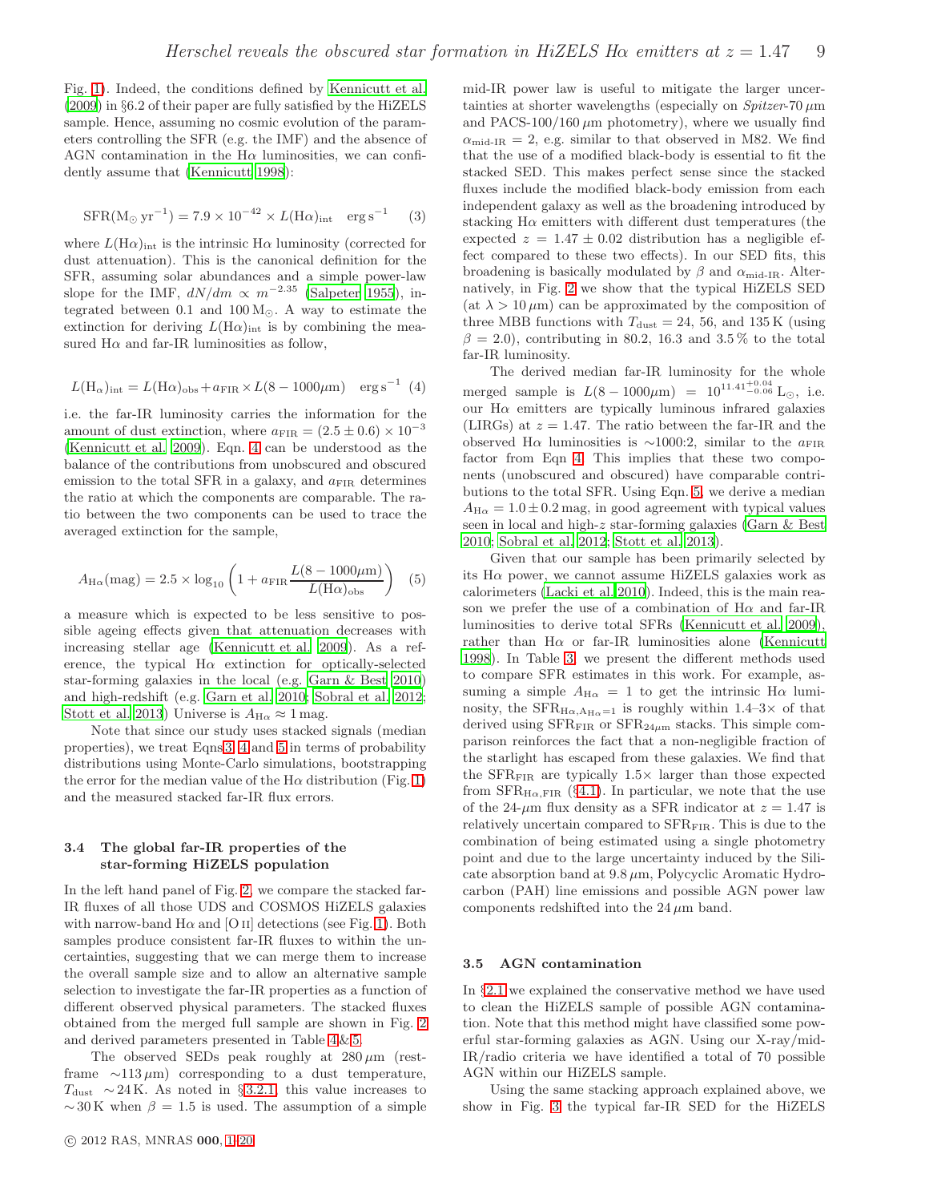Fig. 1). Indeed, the conditions defined by Kennicutt et al. (2009) in §6.2 of their paper are fully satisfied by the HiZELS sample. Hence, assuming no cosmic evolution of the parameters controlling the SFR (e.g. the IMF) and the absence of AGN contamination in the Hα luminosities, we can confidently assume that (Kennicutt 1998):

$$\mathrm{SFR}(\mathrm{M_\odot\,yr^{-1}}) = 7.9\times10^{-42}\times L(\mathrm{H\alpha})_{\mathrm{int}} \quad \mathrm{erg\,s^{-1}} \tag{3}$$

where $L(\mathrm{H\alpha})_{\mathrm{int}}$ is the intrinsic Hα luminosity (corrected for dust attenuation). This is the canonical definition for the SFR, assuming solar abundances and a simple power-law slope for the IMF, $dN/dm \propto m^{-2.35}$ (Salpeter 1955), integrated between 0.1 and 100 $\mathrm{M_\odot}$. A way to estimate the extinction for deriving $L(\mathrm{H\alpha})_{\mathrm{int}}$ is by combining the measured Hα and far-IR luminosities as follow,

$$L(\mathrm{H_\alpha})_{\mathrm{int}} = L(\mathrm{H\alpha})_{\mathrm{obs}} + a_{\mathrm{FIR}}\times L(8-1000\mu\mathrm{m}) \quad \mathrm{erg\,s^{-1}} \tag{4}$$

i.e. the far-IR luminosity carries the information for the amount of dust extinction, where $a_{\mathrm{FIR}} = (2.5\pm0.6)\times10^{-3}$ (Kennicutt et al. 2009). Eqn. 4 can be understood as the balance of the contributions from unobscured and obscured emission to the total SFR in a galaxy, and $a_{\mathrm{FIR}}$ determines the ratio at which the components are comparable. The ratio between the two components can be used to trace the averaged extinction for the sample,

$$A_{\mathrm{H\alpha}}(\mathrm{mag}) = 2.5\times\log_{10}\left(1 + a_{\mathrm{FIR}}\frac{L(8-1000\mu\mathrm{m})}{L(\mathrm{H\alpha})_{\mathrm{obs}}}\right) \tag{5}$$

a measure which is expected to be less sensitive to possible ageing effects given that attenuation decreases with increasing stellar age (Kennicutt et al. 2009). As a reference, the typical Hα extinction for optically-selected star-forming galaxies in the local (e.g. Garn & Best 2010) and high-redshift (e.g. Garn et al. 2010; Sobral et al. 2012; Stott et al. 2013) Universe is $A_{\mathrm{H\alpha}} \approx 1$ mag.

Note that since our study uses stacked signals (median properties), we treat Eqns 3, 4 and 5 in terms of probability distributions using Monte-Carlo simulations, bootstrapping the error for the median value of the Hα distribution (Fig. 1) and the measured stacked far-IR flux errors.

### 3.4 The global far-IR properties of the star-forming HiZELS population

In the left hand panel of Fig. 2, we compare the stacked far-IR fluxes of all those UDS and COSMOS HiZELS galaxies with narrow-band Hα and [O II] detections (see Fig. 1). Both samples produce consistent far-IR fluxes to within the uncertainties, suggesting that we can merge them to increase the overall sample size and to allow an alternative sample selection to investigate the far-IR properties as a function of different observed physical parameters. The stacked fluxes obtained from the merged full sample are shown in Fig. 2 and derived parameters presented in Table 4&5.

The observed SEDs peak roughly at 280 μm (rest-frame ∼113 μm) corresponding to a dust temperature, $T_{\mathrm{dust}}$ ∼24 K. As noted in §3.2.1, this value increases to ∼30 K when $\beta = 1.5$ is used. The assumption of a simple mid-IR power law is useful to mitigate the larger uncertainties at shorter wavelengths (especially on *Spitzer*-70 μm and PACS-100/160 μm photometry), where we usually find $\alpha_{\mathrm{mid\text{-}IR}} = 2$, e.g. similar to that observed in M82. We find that the use of a modified black-body is essential to fit the stacked SED. This makes perfect sense since the stacked fluxes include the modified black-body emission from each independent galaxy as well as the broadening introduced by stacking Hα emitters with different dust temperatures (the expected $z = 1.47\pm0.02$ distribution has a negligible effect compared to these two effects). In our SED fits, this broadening is basically modulated by $\beta$ and $\alpha_{\mathrm{mid\text{-}IR}}$. Alternatively, in Fig. 2 we show that the typical HiZELS SED (at $\lambda > 10$ μm) can be approximated by the composition of three MBB functions with $T_{\mathrm{dust}} = 24$, 56, and 135 K (using $\beta = 2.0$), contributing in 80.2, 16.3 and 3.5 % to the total far-IR luminosity.

The derived median far-IR luminosity for the whole merged sample is $L(8-1000\mu\mathrm{m}) = 10^{11.41^{+0.04}_{-0.06}}\,\mathrm{L_\odot}$, i.e. our Hα emitters are typically luminous infrared galaxies (LIRGs) at $z = 1.47$. The ratio between the far-IR and the observed Hα luminosities is ∼1000:2, similar to the $a_{\mathrm{FIR}}$ factor from Eqn 4. This implies that these two components (unobscured and obscured) have comparable contributions to the total SFR. Using Eqn. 5, we derive a median $A_{\mathrm{H\alpha}} = 1.0\pm0.2$ mag, in good agreement with typical values seen in local and high-$z$ star-forming galaxies (Garn & Best 2010; Sobral et al. 2012; Stott et al. 2013).

Given that our sample has been primarily selected by its Hα power, we cannot assume HiZELS galaxies work as calorimeters (Lacki et al. 2010). Indeed, this is the main reason we prefer the use of a combination of Hα and far-IR luminosities to derive total SFRs (Kennicutt et al. 2009), rather than Hα or far-IR luminosities alone (Kennicutt 1998). In Table 3, we present the different methods used to compare SFR estimates in this work. For example, assuming a simple $A_{\mathrm{H\alpha}} = 1$ to get the intrinsic Hα luminosity, the $\mathrm{SFR}_{\mathrm{H\alpha},A_{\mathrm{H\alpha}}=1}$ is roughly within 1.4–3× of that derived using $\mathrm{SFR}_{\mathrm{FIR}}$ or $\mathrm{SFR}_{24\mu\mathrm{m}}$ stacks. This simple comparison reinforces the fact that a non-negligible fraction of the starlight has escaped from these galaxies. We find that the $\mathrm{SFR}_{\mathrm{FIR}}$ are typically 1.5× larger than those expected from $\mathrm{SFR}_{\mathrm{H\alpha,FIR}}$ (§4.1). In particular, we note that the use of the 24-μm flux density as a SFR indicator at $z = 1.47$ is relatively uncertain compared to $\mathrm{SFR}_{\mathrm{FIR}}$. This is due to the combination of being estimated using a single photometry point and due to the large uncertainty induced by the Silicate absorption band at 9.8 μm, Polycyclic Aromatic Hydrocarbon (PAH) line emissions and possible AGN power law components redshifted into the 24 μm band.

### 3.5 AGN contamination

In §2.1 we explained the conservative method we have used to clean the HiZELS sample of possible AGN contamination. Note that this method might have classified some powerful star-forming galaxies as AGN. Using our X-ray/mid-IR/radio criteria we have identified a total of 70 possible AGN within our HiZELS sample.

Using the same stacking approach explained above, we show in Fig. 3 the typical far-IR SED for the HiZELS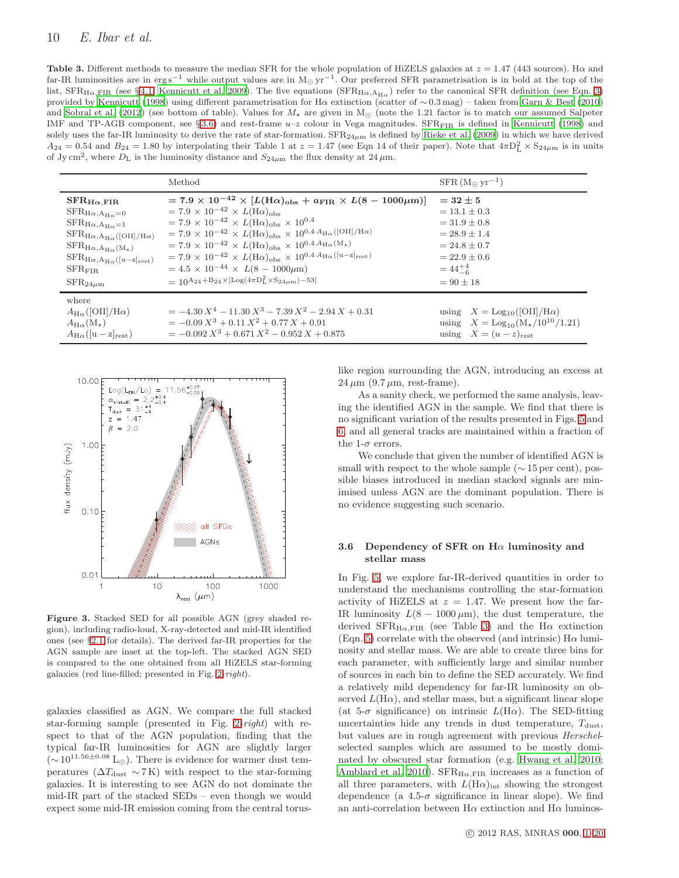**Table 3.** Different methods to measure the median SFR for the whole population of HiZELS galaxies at $z = 1.47$ (443 sources). Hα and far-IR luminosities are in $\mathrm{erg\,s^{-1}}$ while output values are in $\mathrm{M_\odot\,yr^{-1}}$. Our preferred SFR parametrisation is in bold at the top of the list, $\mathrm{SFR_{H\alpha,FIR}}$ (see §4.1, Kennicutt et al. 2009). The five equations ($\mathrm{SFR_{H\alpha,A_{H\alpha}}}$) refer to the canonical SFR definition (see Eqn. 3) provided by Kennicutt (1998) using different parametrisation for Hα extinction (scatter of ∼0.3 mag) – taken from Garn & Best (2010) and Sobral et al. (2012) (see bottom of table). Values for $M_\star$ are given in $\mathrm{M_\odot}$ (note the 1.21 factor is to match our assumed Salpeter IMF and TP-AGB component, see §3.6) and rest-frame $u$–$z$ colour in Vega magnitudes. $\mathrm{SFR_{FIR}}$ is defined in Kennicutt (1998) and solely uses the far-IR luminosity to derive the rate of star-formation. $\mathrm{SFR_{24\mu m}}$ is defined by Rieke et al. (2009) in which we have derived $A_{24} = 0.54$ and $B_{24} = 1.80$ by interpolating their Table 1 at $z = 1.47$ (see Eqn 14 of their paper). Note that $4\pi D_\mathrm{L}^2 \times S_{24\mu m}$ is in units of $\mathrm{Jy\,cm^2}$, where $D_\mathrm{L}$ is the luminosity distance and $S_{24\mu m}$ the flux density at 24 μm.

| | Method | SFR ($\mathrm{M_\odot\,yr^{-1}}$) |
|---|---|---|
| $\mathbf{SFR_{H\alpha,FIR}}$ | $\mathbf{= 7.9 \times 10^{-42} \times [L(H\alpha)_{obs} + a_{FIR} \times L(8-1000\mu m)]}$ | $\mathbf{= 32 \pm 5}$ |
| $\mathrm{SFR_{H\alpha,A_{H\alpha}=0}}$ | $= 7.9 \times 10^{-42} \times L(\mathrm{H\alpha})_\mathrm{obs}$ | $= 13.1 \pm 0.3$ |
| $\mathrm{SFR_{H\alpha,A_{H\alpha}=1}}$ | $= 7.9 \times 10^{-42} \times L(\mathrm{H\alpha})_\mathrm{obs} \times 10^{0.4}$ | $= 31.9 \pm 0.8$ |
| $\mathrm{SFR_{H\alpha,A_{H\alpha}([OII]/H\alpha)}}$ | $= 7.9 \times 10^{-42} \times L(\mathrm{H\alpha})_\mathrm{obs} \times 10^{0.4\,A_{H\alpha}([OII]/H\alpha)}$ | $= 28.9 \pm 1.4$ |
| $\mathrm{SFR_{H\alpha,A_{H\alpha}(M_\star)}}$ | $= 7.9 \times 10^{-42} \times L(\mathrm{H\alpha})_\mathrm{obs} \times 10^{0.4\,A_{H\alpha}(M_\star)}$ | $= 24.8 \pm 0.7$ |
| $\mathrm{SFR_{H\alpha,A_{H\alpha}([u-z]_{rest})}}$ | $= 7.9 \times 10^{-42} \times L(\mathrm{H\alpha})_\mathrm{obs} \times 10^{0.4\,A_{H\alpha}([u-z]_{rest})}$ | $= 22.9 \pm 0.6$ |
| $\mathrm{SFR_{FIR}}$ | $= 4.5 \times 10^{-44} \times L(8-1000\mu m)$ | $= 44^{+4}_{-6}$ |
| $\mathrm{SFR_{24\mu m}}$ | $= 10^{A_{24}+B_{24}\times[\mathrm{Log}(4\pi D_L^2 \times S_{24\mu m})-53]}$ | $= 90 \pm 18$ |
| where | | |
| $A_{\mathrm{H\alpha}}([\mathrm{OII}]/\mathrm{H\alpha})$ | $= -4.30\,X^4 - 11.30\,X^3 - 7.39\,X^2 - 2.94\,X + 0.31$ | using $X = \mathrm{Log_{10}}([\mathrm{OII}]/\mathrm{H\alpha})$ |
| $A_{\mathrm{H\alpha}}(\mathrm{M_\star})$ | $= -0.09\,X^3 + 0.11\,X^2 + 0.77\,X + 0.91$ | using $X = \mathrm{Log_{10}}(\mathrm{M_\star}/10^{10}/1.21)$ |
| $A_{\mathrm{H\alpha}}([\mathrm{u-z}]_\mathrm{rest})$ | $= -0.092\,X^3 + 0.671\,X^2 - 0.952\,X + 0.875$ | using $X = (u-z)_\mathrm{rest}$ |

**Figure 3.** Stacked SED for all possible AGN (grey shaded region), including radio-loud, X-ray-detected and mid-IR identified ones (see §2.1 for details). The derived far-IR properties for the AGN sample are inset at the top-left. The stacked AGN SED is compared to the one obtained from all HiZELS star-forming galaxies (red line-filled; presented in Fig. 2-*right*).

galaxies classified as AGN. We compare the full stacked star-forming sample (presented in Fig. 2-*right*) with respect to that of the AGN population, finding that the typical far-IR luminosities for AGN are slightly larger ($\sim 10^{11.56\pm0.08}\,\mathrm{L_\odot}$). There is evidence for warmer dust temperatures ($\Delta T_\mathrm{dust} \sim 7\,\mathrm{K}$) with respect to the star-forming galaxies. It is interesting to see AGN do not dominate the mid-IR part of the stacked SEDs – even though we would expect some mid-IR emission coming from the central torus-like region surrounding the AGN, introducing an excess at 24 μm (9.7 μm, rest-frame).

As a sanity check, we performed the same analysis, leaving the identified AGN in the sample. We find that there is no significant variation of the results presented in Figs. 5 and 6, and all general tracks are maintained within a fraction of the 1-σ errors.

We conclude that given the number of identified AGN is small with respect to the whole sample (∼15 per cent), possible biases introduced in median stacked signals are minimised unless AGN are the dominant population. There is no evidence suggesting such scenario.

### 3.6 Dependency of SFR on Hα luminosity and stellar mass

In Fig. 5, we explore far-IR-derived quantities in order to understand the mechanisms controlling the star-formation activity of HiZELS at $z = 1.47$. We present how the far-IR luminosity $L(8-1000\,\mu m)$, the dust temperature, the derived $\mathrm{SFR_{H\alpha,FIR}}$ (see Table 3) and the Hα extinction (Eqn. 5) correlate with the observed (and intrinsic) Hα luminosity and stellar mass. We are able to create three bins for each parameter, with sufficiently large and similar number of sources in each bin to define the SED accurately. We find a relatively mild dependency for far-IR luminosity on observed $L(\mathrm{H\alpha})$, and stellar mass, but a significant linear slope (at 5-σ significance) on intrinsic $L(\mathrm{H\alpha})$. The SED-fitting uncertainties hide any trends in dust temperature, $T_\mathrm{dust}$, but values are in rough agreement with previous *Herschel*-selected samples which are assumed to be mostly dominated by obscured star formation (e.g. Hwang et al. 2010; Amblard et al. 2010). $\mathrm{SFR_{H\alpha,FIR}}$ increases as a function of all three parameters, with $L(\mathrm{H\alpha})_\mathrm{int}$ showing the strongest dependence (a 4.5-σ significance in linear slope). We find an anti-correlation between Hα extinction and Hα luminos-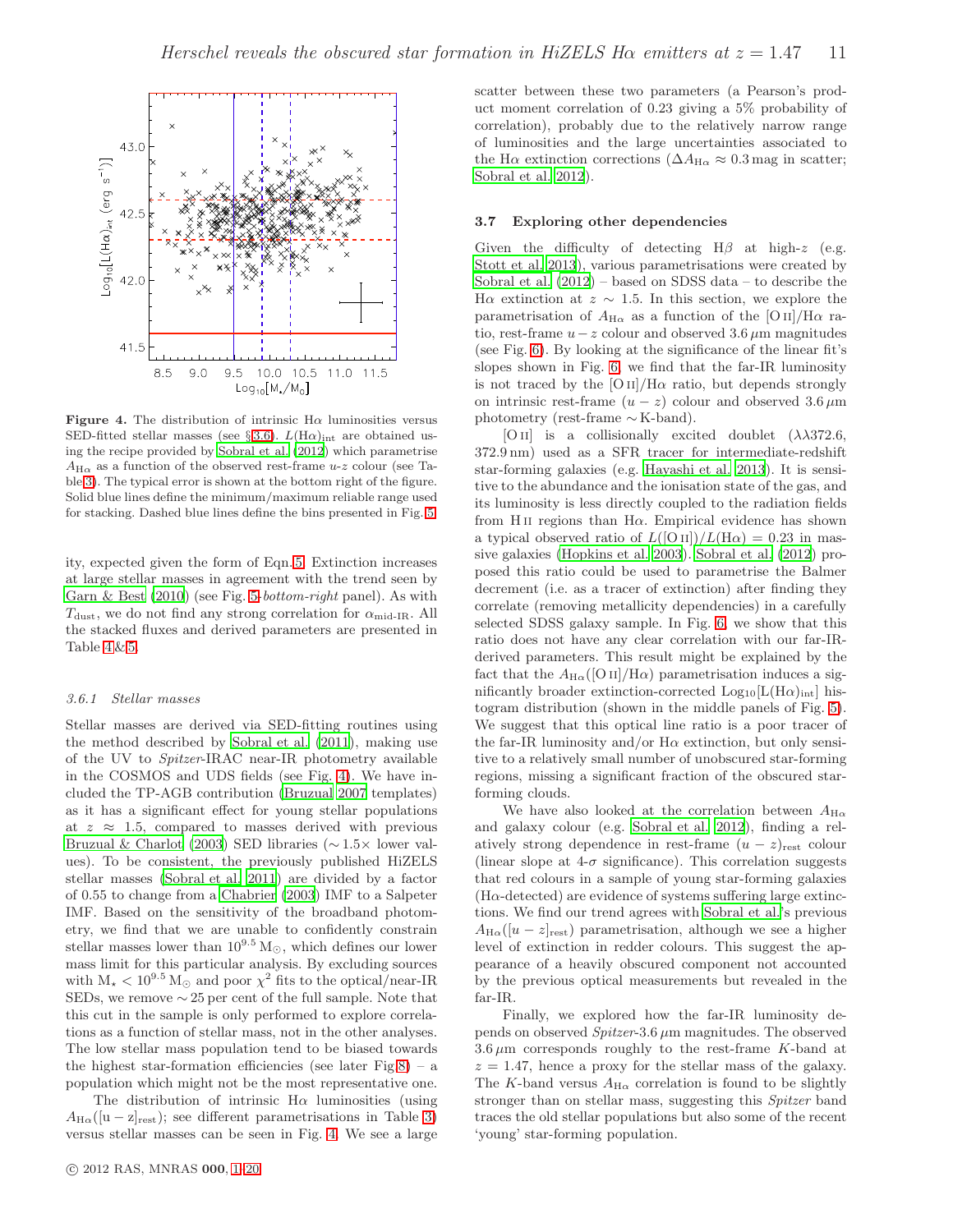**Figure 4.** The distribution of intrinsic Hα luminosities versus SED-fitted stellar masses (see §3.6). $L(\mathrm{H}\alpha)_{\mathrm{int}}$ are obtained using the recipe provided by Sobral et al. (2012) which parametrise $A_{\mathrm{H}\alpha}$ as a function of the observed rest-frame *u-z* colour (see Table 3). The typical error is shown at the bottom right of the figure. Solid blue lines define the minimum/maximum reliable range used for stacking. Dashed blue lines define the bins presented in Fig. 5.

ity, expected given the form of Eqn. 5. Extinction increases at large stellar masses in agreement with the trend seen by Garn & Best (2010) (see Fig. 5-*bottom-right* panel). As with $T_{\mathrm{dust}}$, we do not find any strong correlation for $\alpha_{\mathrm{mid\text{-}IR}}$. All the stacked fluxes and derived parameters are presented in Table 4 & 5.

#### 3.6.1 Stellar masses

Stellar masses are derived via SED-fitting routines using the method described by Sobral et al. (2011), making use of the UV to *Spitzer*-IRAC near-IR photometry available in the COSMOS and UDS fields (see Fig. 4). We have included the TP-AGB contribution (Bruzual 2007 templates) as it has a significant effect for young stellar populations at $z \approx 1.5$, compared to masses derived with previous Bruzual & Charlot (2003) SED libraries ($\sim 1.5\times$ lower values). To be consistent, the previously published HiZELS stellar masses (Sobral et al. 2011) are divided by a factor of 0.55 to change from a Chabrier (2003) IMF to a Salpeter IMF. Based on the sensitivity of the broadband photometry, we find that we are unable to confidently constrain stellar masses lower than $10^{9.5}\,\mathrm{M}_{\odot}$, which defines our lower mass limit for this particular analysis. By excluding sources with $\mathrm{M}_{\star} < 10^{9.5}\,\mathrm{M}_{\odot}$ and poor $\chi^2$ fits to the optical/near-IR SEDs, we remove $\sim 25$ per cent of the full sample. Note that this cut in the sample is only performed to explore correlations as a function of stellar mass, not in the other analyses. The low stellar mass population tend to be biased towards the highest star-formation efficiencies (see later Fig 8) – a population which might not be the most representative one.

The distribution of intrinsic Hα luminosities (using $A_{\mathrm{H}\alpha}([\mathrm{u}-\mathrm{z}]_{\mathrm{rest}})$; see different parametrisations in Table 3) versus stellar masses can be seen in Fig. 4. We see a large scatter between these two parameters (a Pearson's product moment correlation of 0.23 giving a 5% probability of correlation), probably due to the relatively narrow range of luminosities and the large uncertainties associated to the Hα extinction corrections ($\Delta A_{\mathrm{H}\alpha} \approx 0.3$ mag in scatter; Sobral et al. 2012).

### 3.7 Exploring other dependencies

Given the difficulty of detecting Hβ at high-*z* (e.g. Stott et al. 2013), various parametrisations were created by Sobral et al. (2012) – based on SDSS data – to describe the Hα extinction at $z \sim 1.5$. In this section, we explore the parametrisation of $A_{\mathrm{H}\alpha}$ as a function of the [O II]/Hα ratio, rest-frame $u-z$ colour and observed 3.6 μm magnitudes (see Fig. 6). By looking at the significance of the linear fit's slopes shown in Fig. 6, we find that the far-IR luminosity is not traced by the [O II]/Hα ratio, but depends strongly on intrinsic rest-frame $(u-z)$ colour and observed 3.6 μm photometry (rest-frame $\sim$K-band).

[O II] is a collisionally excited doublet (λλ372.6, 372.9 nm) used as a SFR tracer for intermediate-redshift star-forming galaxies (e.g. Hayashi et al. 2013). It is sensitive to the abundance and the ionisation state of the gas, and its luminosity is less directly coupled to the radiation fields from H II regions than Hα. Empirical evidence has shown a typical observed ratio of $L([\mathrm{O\,II}])/L(\mathrm{H}\alpha) = 0.23$ in massive galaxies (Hopkins et al. 2003). Sobral et al. (2012) proposed this ratio could be used to parametrise the Balmer decrement (i.e. as a tracer of extinction) after finding they correlate (removing metallicity dependencies) in a carefully selected SDSS galaxy sample. In Fig. 6, we show that this ratio does not have any clear correlation with our far-IR-derived parameters. This result might be explained by the fact that the $A_{\mathrm{H}\alpha}([\mathrm{O\,II}]/\mathrm{H}\alpha)$ parametrisation induces a significantly broader extinction-corrected $\mathrm{Log}_{10}[\mathrm{L}(\mathrm{H}\alpha)_{\mathrm{int}}]$ histogram distribution (shown in the middle panels of Fig. 5). We suggest that this optical line ratio is a poor tracer of the far-IR luminosity and/or Hα extinction, but only sensitive to a relatively small number of unobscured star-forming regions, missing a significant fraction of the obscured star-forming clouds.

We have also looked at the correlation between $A_{\mathrm{H}\alpha}$ and galaxy colour (e.g. Sobral et al. 2012), finding a relatively strong dependence in rest-frame $(u-z)_{\mathrm{rest}}$ colour (linear slope at 4-σ significance). This correlation suggests that red colours in a sample of young star-forming galaxies (Hα-detected) are evidence of systems suffering large extinctions. We find our trend agrees with Sobral et al.'s previous $A_{\mathrm{H}\alpha}([u-z]_{\mathrm{rest}})$ parametrisation, although we see a higher level of extinction in redder colours. This suggest the appearance of a heavily obscured component not accounted by the previous optical measurements but revealed in the far-IR.

Finally, we explored how the far-IR luminosity depends on observed *Spitzer*-3.6 μm magnitudes. The observed 3.6 μm corresponds roughly to the rest-frame *K*-band at $z = 1.47$, hence a proxy for the stellar mass of the galaxy. The *K*-band versus $A_{\mathrm{H}\alpha}$ correlation is found to be slightly stronger than on stellar mass, suggesting this *Spitzer* band traces the old stellar populations but also some of the recent 'young' star-forming population.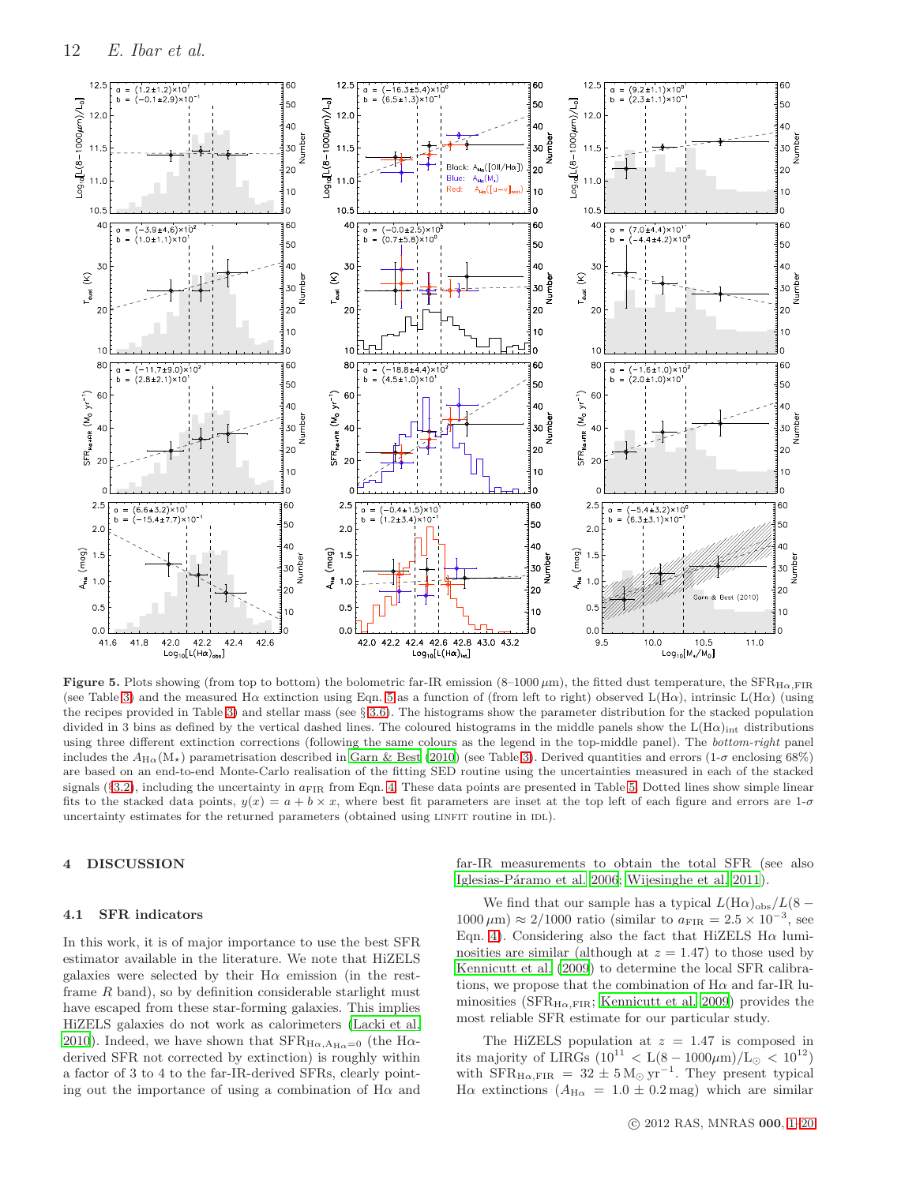**Figure 5.** Plots showing (from top to bottom) the bolometric far-IR emission (8–1000 $\mu$m), the fitted dust temperature, the $\mathrm{SFR_{H\alpha,FIR}}$ (see Table 3) and the measured H$\alpha$ extinction using Eqn. 5 as a function of (from left to right) observed L(H$\alpha$), intrinsic L(H$\alpha$) (using the recipes provided in Table 3) and stellar mass (see § 3.6). The histograms show the parameter distribution for the stacked population divided in 3 bins as defined by the vertical dashed lines. The coloured histograms in the middle panels show the $\mathrm{L(H\alpha)_{int}}$ distributions using three different extinction corrections (following the same colours as the legend in the top-middle panel). The *bottom-right* panel includes the $A_{\mathrm{H}\alpha}(\mathrm{M}_\star)$ parametrisation described in Garn & Best (2010) (see Table 3). Derived quantities and errors (1-$\sigma$ enclosing 68%) are based on an end-to-end Monte-Carlo realisation of the fitting SED routine using the uncertainties measured in each of the stacked signals (§3.2), including the uncertainty in $a_{\mathrm{FIR}}$ from Eqn. 4. These data points are presented in Table 5. Dotted lines show simple linear fits to the stacked data points, $y(x) = a + b \times x$, where best fit parameters are inset at the top left of each figure and errors are 1-$\sigma$ uncertainty estimates for the returned parameters (obtained using LINFIT routine in IDL).

## 4 DISCUSSION

### 4.1 SFR indicators

In this work, it is of major importance to use the best SFR estimator available in the literature. We note that HiZELS galaxies were selected by their H$\alpha$ emission (in the rest-frame $R$ band), so by definition considerable starlight must have escaped from these star-forming galaxies. This implies HiZELS galaxies do not work as calorimeters (Lacki et al. 2010). Indeed, we have shown that $\mathrm{SFR}_{\mathrm{H}\alpha,A_{\mathrm{H}\alpha}=0}$ (the H$\alpha$-derived SFR not corrected by extinction) is roughly within a factor of 3 to 4 to the far-IR-derived SFRs, clearly pointing out the importance of using a combination of H$\alpha$ and far-IR measurements to obtain the total SFR (see also Iglesias-Páramo et al. 2006; Wijesinghe et al. 2011).

We find that our sample has a typical $L(\mathrm{H}\alpha)_{\mathrm{obs}}/L(8-1000\,\mu\mathrm{m}) \approx 2/1000$ ratio (similar to $a_{\mathrm{FIR}} = 2.5 \times 10^{-3}$, see Eqn. 4). Considering also the fact that HiZELS H$\alpha$ luminosities are similar (although at $z = 1.47$) to those used by Kennicutt et al. (2009) to determine the local SFR calibrations, we propose that the combination of H$\alpha$ and far-IR luminosities ($\mathrm{SFR_{H\alpha,FIR}}$; Kennicutt et al. 2009) provides the most reliable SFR estimate for our particular study.

The HiZELS population at $z = 1.47$ is composed in its majority of LIRGs ($10^{11} < \mathrm{L}(8-1000\mu\mathrm{m})/\mathrm{L}_\odot < 10^{12}$) with $\mathrm{SFR_{H\alpha,FIR}} = 32 \pm 5\,\mathrm{M_\odot\,yr^{-1}}$. They present typical H$\alpha$ extinctions ($A_{\mathrm{H}\alpha} = 1.0 \pm 0.2$ mag) which are similar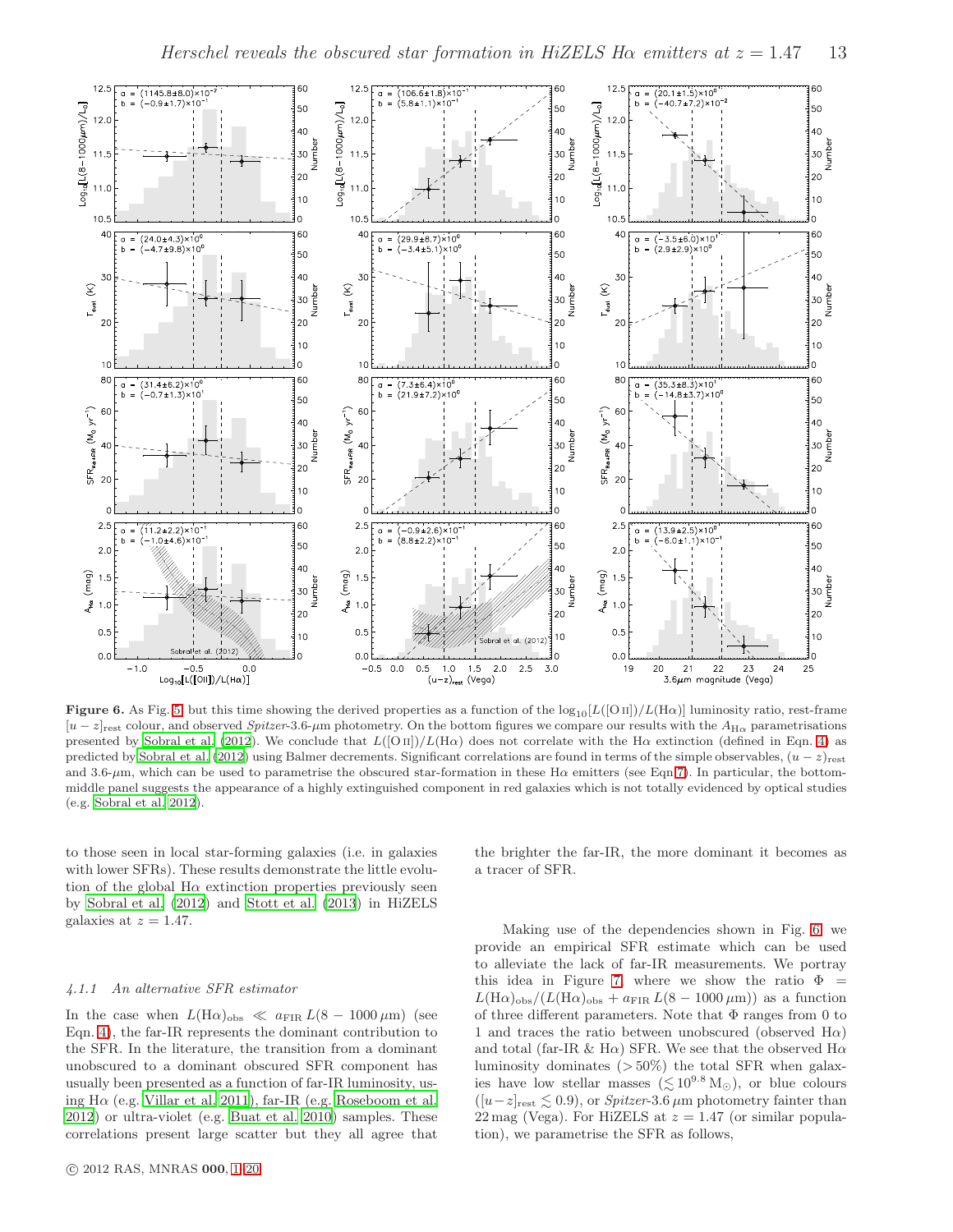**Figure 6.** As Fig. 5, but this time showing the derived properties as a function of the $\log_{10}[L([\mathrm{O\,II}])/L(\mathrm{H}\alpha)]$ luminosity ratio, rest-frame $[u-z]_{\mathrm{rest}}$ colour, and observed *Spitzer*-3.6-$\mu$m photometry. On the bottom figures we compare our results with the $A_{\mathrm{H}\alpha}$ parametrisations presented by Sobral et al. (2012). We conclude that $L([\mathrm{O\,II}])/L(\mathrm{H}\alpha)$ does not correlate with the H$\alpha$ extinction (defined in Eqn. 4) as predicted by Sobral et al. (2012) using Balmer decrements. Significant correlations are found in terms of the simple observables, $(u-z)_{\mathrm{rest}}$ and 3.6-$\mu$m, which can be used to parametrise the obscured star-formation in these H$\alpha$ emitters (see Eqn 7). In particular, the bottom-middle panel suggests the appearance of a highly extinguished component in red galaxies which is not totally evidenced by optical studies (e.g. Sobral et al. 2012).

to those seen in local star-forming galaxies (i.e. in galaxies with lower SFRs). These results demonstrate the little evolution of the global H$\alpha$ extinction properties previously seen by Sobral et al. (2012) and Stott et al. (2013) in HiZELS galaxies at $z = 1.47$.

#### 4.1.1 An alternative SFR estimator

In the case when $L(\mathrm{H}\alpha)_{\mathrm{obs}} \ll a_{\mathrm{FIR}}\,L(8-1000\,\mu\mathrm{m})$ (see Eqn. 4), the far-IR represents the dominant contribution to the SFR. In the literature, the transition from a dominant unobscured to a dominant obscured SFR component has usually been presented as a function of far-IR luminosity, using H$\alpha$ (e.g. Villar et al. 2011), far-IR (e.g. Roseboom et al. 2012) or ultra-violet (e.g. Buat et al. 2010) samples. These correlations present large scatter but they all agree that the brighter the far-IR, the more dominant it becomes as a tracer of SFR.

Making use of the dependencies shown in Fig. 6, we provide an empirical SFR estimate which can be used to alleviate the lack of far-IR measurements. We portray this idea in Figure 7, where we show the ratio $\Phi = L(\mathrm{H}\alpha)_{\mathrm{obs}}/(L(\mathrm{H}\alpha)_{\mathrm{obs}} + a_{\mathrm{FIR}}\,L(8-1000\,\mu\mathrm{m}))$ as a function of three different parameters. Note that $\Phi$ ranges from 0 to 1 and traces the ratio between unobscured (observed H$\alpha$) and total (far-IR & H$\alpha$) SFR. We see that the observed H$\alpha$ luminosity dominates ($>50\%$) the total SFR when galaxies have low stellar masses ($\lesssim 10^{9.8}\,\mathrm{M}_{\odot}$), or blue colours ($[u-z]_{\mathrm{rest}} \lesssim 0.9$), or *Spitzer*-3.6 $\mu$m photometry fainter than 22 mag (Vega). For HiZELS at $z = 1.47$ (or similar population), we parametrise the SFR as follows,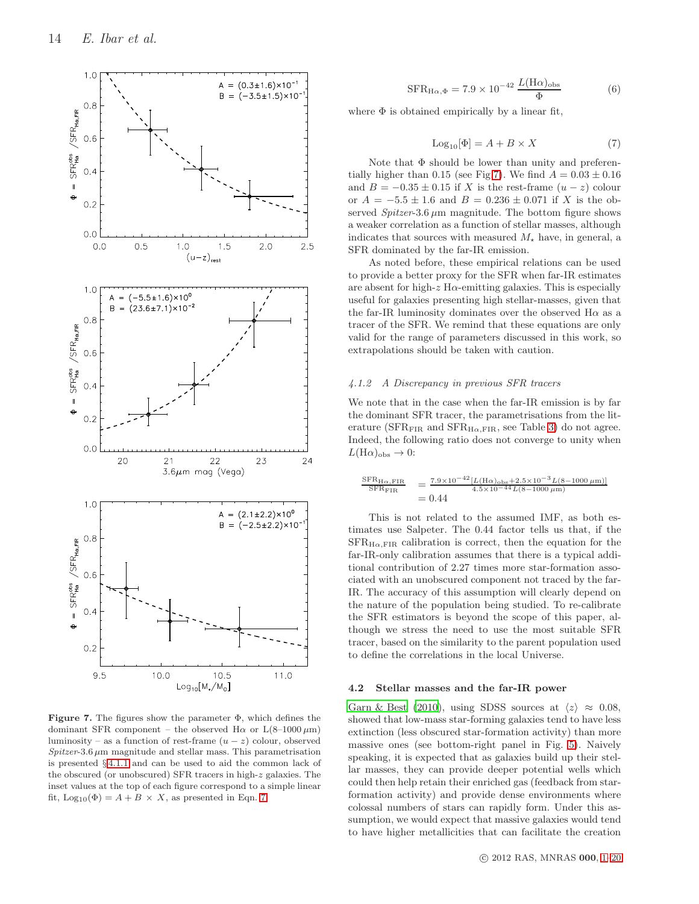Figure 7. The figures show the parameter $\Phi$, which defines the dominant SFR component – the observed H$\alpha$ or L(8–1000 $\mu$m) luminosity – as a function of rest-frame $(u-z)$ colour, observed *Spitzer*-3.6 $\mu$m magnitude and stellar mass. This parametrisation is presented §4.1.1 and can be used to aid the common lack of the obscured (or unobscured) SFR tracers in high-$z$ galaxies. The inset values at the top of each figure correspond to a simple linear fit, $\mathrm{Log}_{10}(\Phi) = A + B \times X$, as presented in Eqn. 7.

$$\mathrm{SFR}_{\mathrm{H}\alpha,\Phi} = 7.9 \times 10^{-42}\, \frac{L(\mathrm{H}\alpha)_{\mathrm{obs}}}{\Phi} \tag{6}$$

where $\Phi$ is obtained empirically by a linear fit,

$$\mathrm{Log}_{10}[\Phi] = A + B \times X \tag{7}$$

Note that $\Phi$ should be lower than unity and preferentially higher than 0.15 (see Fig 7). We find $A = 0.03 \pm 0.16$ and $B = -0.35 \pm 0.15$ if $X$ is the rest-frame $(u-z)$ colour or $A = -5.5 \pm 1.6$ and $B = 0.236 \pm 0.071$ if $X$ is the observed *Spitzer*-3.6 $\mu$m magnitude. The bottom figure shows a weaker correlation as a function of stellar masses, although indicates that sources with measured $M_\star$ have, in general, a SFR dominated by the far-IR emission.

As noted before, these empirical relations can be used to provide a better proxy for the SFR when far-IR estimates are absent for high-$z$ H$\alpha$-emitting galaxies. This is especially useful for galaxies presenting high stellar-masses, given that the far-IR luminosity dominates over the observed H$\alpha$ as a tracer of the SFR. We remind that these equations are only valid for the range of parameters discussed in this work, so extrapolations should be taken with caution.

#### 4.1.2 A Discrepancy in previous SFR tracers

We note that in the case when the far-IR emission is by far the dominant SFR tracer, the parametrisations from the literature ($\mathrm{SFR}_{\mathrm{FIR}}$ and $\mathrm{SFR}_{\mathrm{H}\alpha,\mathrm{FIR}}$, see Table 3) do not agree. Indeed, the following ratio does not converge to unity when $L(\mathrm{H}\alpha)_{\mathrm{obs}} \rightarrow 0$:

$$\begin{aligned}\frac{\mathrm{SFR}_{\mathrm{H}\alpha,\mathrm{FIR}}}{\mathrm{SFR}_{\mathrm{FIR}}} &= \frac{7.9\times10^{-42}[L(\mathrm{H}\alpha)_{\mathrm{obs}}+2.5\times10^{-3}L(8\text{–}1000\,\mu\mathrm{m})]}{4.5\times10^{-44}L(8\text{–}1000\,\mu\mathrm{m})} \\ &= 0.44\end{aligned}$$

This is not related to the assumed IMF, as both estimates use Salpeter. The 0.44 factor tells us that, if the $\mathrm{SFR}_{\mathrm{H}\alpha,\mathrm{FIR}}$ calibration is correct, then the equation for the far-IR-only calibration assumes that there is a typical additional contribution of 2.27 times more star-formation associated with an unobscured component not traced by the far-IR. The accuracy of this assumption will clearly depend on the nature of the population being studied. To re-calibrate the SFR estimators is beyond the scope of this paper, although we stress the need to use the most suitable SFR tracer, based on the similarity to the parent population used to define the correlations in the local Universe.

### 4.2 Stellar masses and the far-IR power

Garn & Best (2010), using SDSS sources at $\langle z \rangle \approx 0.08$, showed that low-mass star-forming galaxies tend to have less extinction (less obscured star-formation activity) than more massive ones (see bottom-right panel in Fig. 5). Naively speaking, it is expected that as galaxies build up their stellar masses, they can provide deeper potential wells which could then help retain their enriched gas (feedback from star-formation activity) and provide dense environments where colossal numbers of stars can rapidly form. Under this assumption, we would expect that massive galaxies would tend to have higher metallicities that can facilitate the creation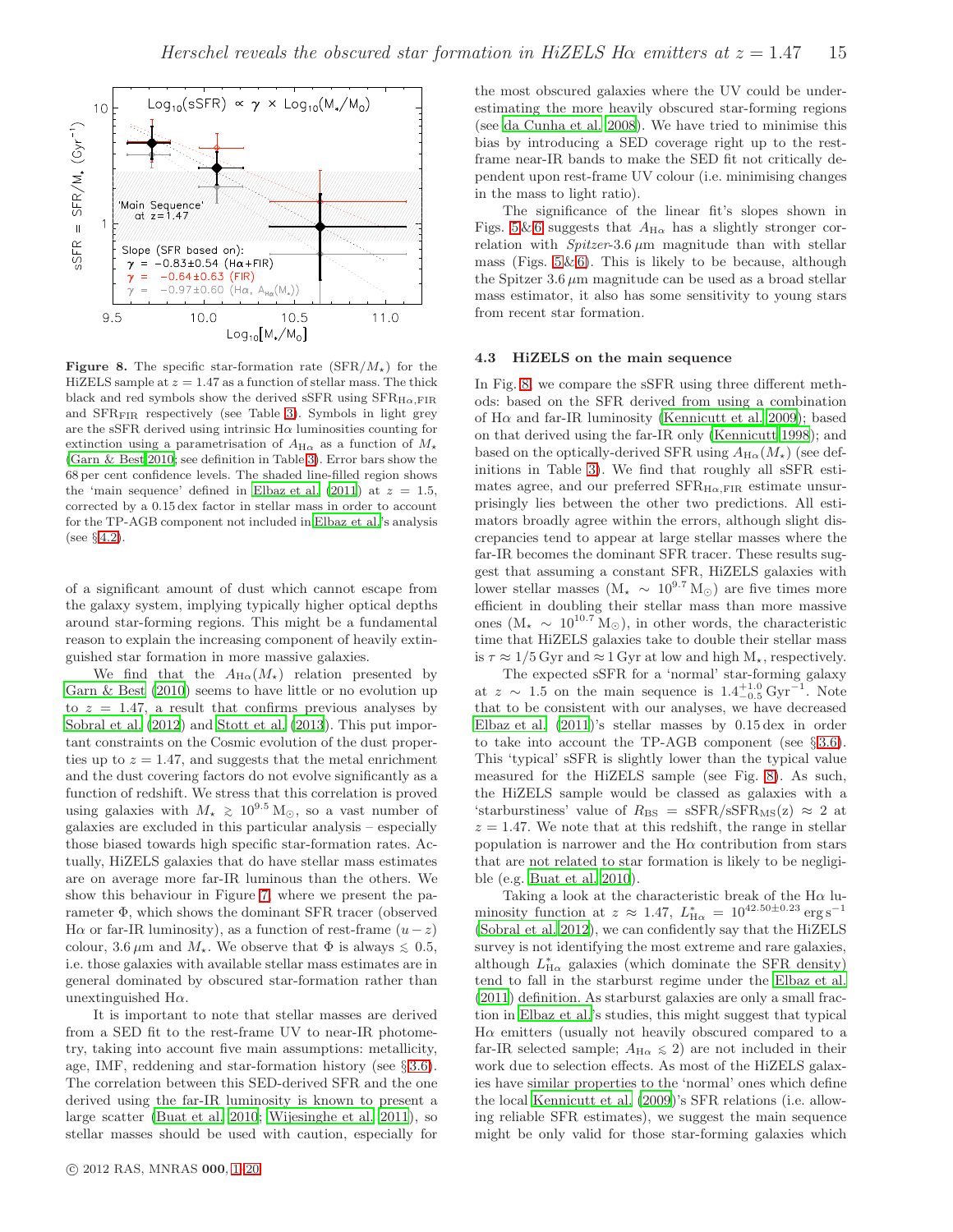Figure 8. The specific star-formation rate (SFR/$M_\star$) for the HiZELS sample at $z = 1.47$ as a function of stellar mass. The thick black and red symbols show the derived sSFR using $\mathrm{SFR}_{\mathrm{H}\alpha,\mathrm{FIR}}$ and $\mathrm{SFR}_{\mathrm{FIR}}$ respectively (see Table 3). Symbols in light grey are the sSFR derived using intrinsic Hα luminosities counting for extinction using a parametrisation of $A_{\mathrm{H}\alpha}$ as a function of $M_\star$ (Garn & Best 2010; see definition in Table 3). Error bars show the 68 per cent confidence levels. The shaded line-filled region shows the 'main sequence' defined in Elbaz et al. (2011) at $z = 1.5$, corrected by a 0.15 dex factor in stellar mass in order to account for the TP-AGB component not included in Elbaz et al.'s analysis (see §4.2).

of a significant amount of dust which cannot escape from the galaxy system, implying typically higher optical depths around star-forming regions. This might be a fundamental reason to explain the increasing component of heavily extinguished star formation in more massive galaxies.

We find that the $A_{\mathrm{H}\alpha}(M_\star)$ relation presented by Garn & Best (2010) seems to have little or no evolution up to $z = 1.47$, a result that confirms previous analyses by Sobral et al. (2012) and Stott et al. (2013). This put important constraints on the Cosmic evolution of the dust properties up to $z = 1.47$, and suggests that the metal enrichment and the dust covering factors do not evolve significantly as a function of redshift. We stress that this correlation is proved using galaxies with $M_\star \gtrsim 10^{9.5}\,\mathrm{M}_\odot$, so a vast number of galaxies are excluded in this particular analysis – especially those biased towards high specific star-formation rates. Actually, HiZELS galaxies that do have stellar mass estimates are on average more far-IR luminous than the others. We show this behaviour in Figure 7, where we present the parameter Φ, which shows the dominant SFR tracer (observed Hα or far-IR luminosity), as a function of rest-frame $(u - z)$ colour, 3.6 μm and $M_\star$. We observe that $\Phi$ is always $\lesssim 0.5$, i.e. those galaxies with available stellar mass estimates are in general dominated by obscured star-formation rather than unextinguished Hα.

It is important to note that stellar masses are derived from a SED fit to the rest-frame UV to near-IR photometry, taking into account five main assumptions: metallicity, age, IMF, reddening and star-formation history (see §3.6). The correlation between this SED-derived SFR and the one derived using the far-IR luminosity is known to present a large scatter (Buat et al. 2010; Wijesinghe et al. 2011), so stellar masses should be used with caution, especially for the most obscured galaxies where the UV could be underestimating the more heavily obscured star-forming regions (see da Cunha et al. 2008). We have tried to minimise this bias by introducing a SED coverage right up to the rest-frame near-IR bands to make the SED fit not critically dependent upon rest-frame UV colour (i.e. minimising changes in the mass to light ratio).

The significance of the linear fit's slopes shown in Figs. 5&6 suggests that $A_{\mathrm{H}\alpha}$ has a slightly stronger correlation with *Spitzer*-3.6 μm magnitude than with stellar mass (Figs. 5&6). This is likely to be because, although the Spitzer 3.6 μm magnitude can be used as a broad stellar mass estimator, it also has some sensitivity to young stars from recent star formation.

### 4.3 HiZELS on the main sequence

In Fig. 8, we compare the sSFR using three different methods: based on the SFR derived from using a combination of Hα and far-IR luminosity (Kennicutt et al. 2009); based on that derived using the far-IR only (Kennicutt 1998); and based on the optically-derived SFR using $A_{\mathrm{H}\alpha}(M_\star)$ (see definitions in Table 3). We find that roughly all sSFR estimates agree, and our preferred $\mathrm{SFR}_{\mathrm{H}\alpha,\mathrm{FIR}}$ estimate unsurprisingly lies between the other two predictions. All estimators broadly agree within the errors, although slight discrepancies tend to appear at large stellar masses where the far-IR becomes the dominant SFR tracer. These results suggest that assuming a constant SFR, HiZELS galaxies with lower stellar masses ($\mathrm{M}_\star \sim 10^{9.7}\,\mathrm{M}_\odot$) are five times more efficient in doubling their stellar mass than more massive ones ($\mathrm{M}_\star \sim 10^{10.7}\,\mathrm{M}_\odot$), in other words, the characteristic time that HiZELS galaxies take to double their stellar mass is $\tau \approx 1/5$ Gyr and $\approx 1$ Gyr at low and high $\mathrm{M}_\star$, respectively.

The expected sSFR for a 'normal' star-forming galaxy at $z \sim 1.5$ on the main sequence is $1.4^{+1.0}_{-0.5}\,\mathrm{Gyr}^{-1}$. Note that to be consistent with our analyses, we have decreased Elbaz et al. (2011)'s stellar masses by 0.15 dex in order to take into account the TP-AGB component (see §3.6). This 'typical' sSFR is slightly lower than the typical value measured for the HiZELS sample (see Fig. 8). As such, the HiZELS sample would be classed as galaxies with a 'starburstiness' value of $R_{\mathrm{BS}} = \mathrm{sSFR}/\mathrm{sSFR}_{\mathrm{MS}}(z) \approx 2$ at $z = 1.47$. We note that at this redshift, the range in stellar population is narrower and the Hα contribution from stars that are not related to star formation is likely to be negligible (e.g. Buat et al. 2010).

Taking a look at the characteristic break of the Hα luminosity function at $z \approx 1.47$, $L^*_{\mathrm{H}\alpha} = 10^{42.50\pm0.23}\,\mathrm{erg\,s^{-1}}$ (Sobral et al. 2012), we can confidently say that the HiZELS survey is not identifying the most extreme and rare galaxies, although $L^*_{\mathrm{H}\alpha}$ galaxies (which dominate the SFR density) tend to fall in the starburst regime under the Elbaz et al. (2011) definition. As starburst galaxies are only a small fraction in Elbaz et al.'s studies, this might suggest that typical Hα emitters (usually not heavily obscured compared to a far-IR selected sample; $A_{\mathrm{H}\alpha} \lesssim 2$) are not included in their work due to selection effects. As most of the HiZELS galaxies have similar properties to the 'normal' ones which define the local Kennicutt et al. (2009)'s SFR relations (i.e. allowing reliable SFR estimates), we suggest the main sequence might be only valid for those star-forming galaxies which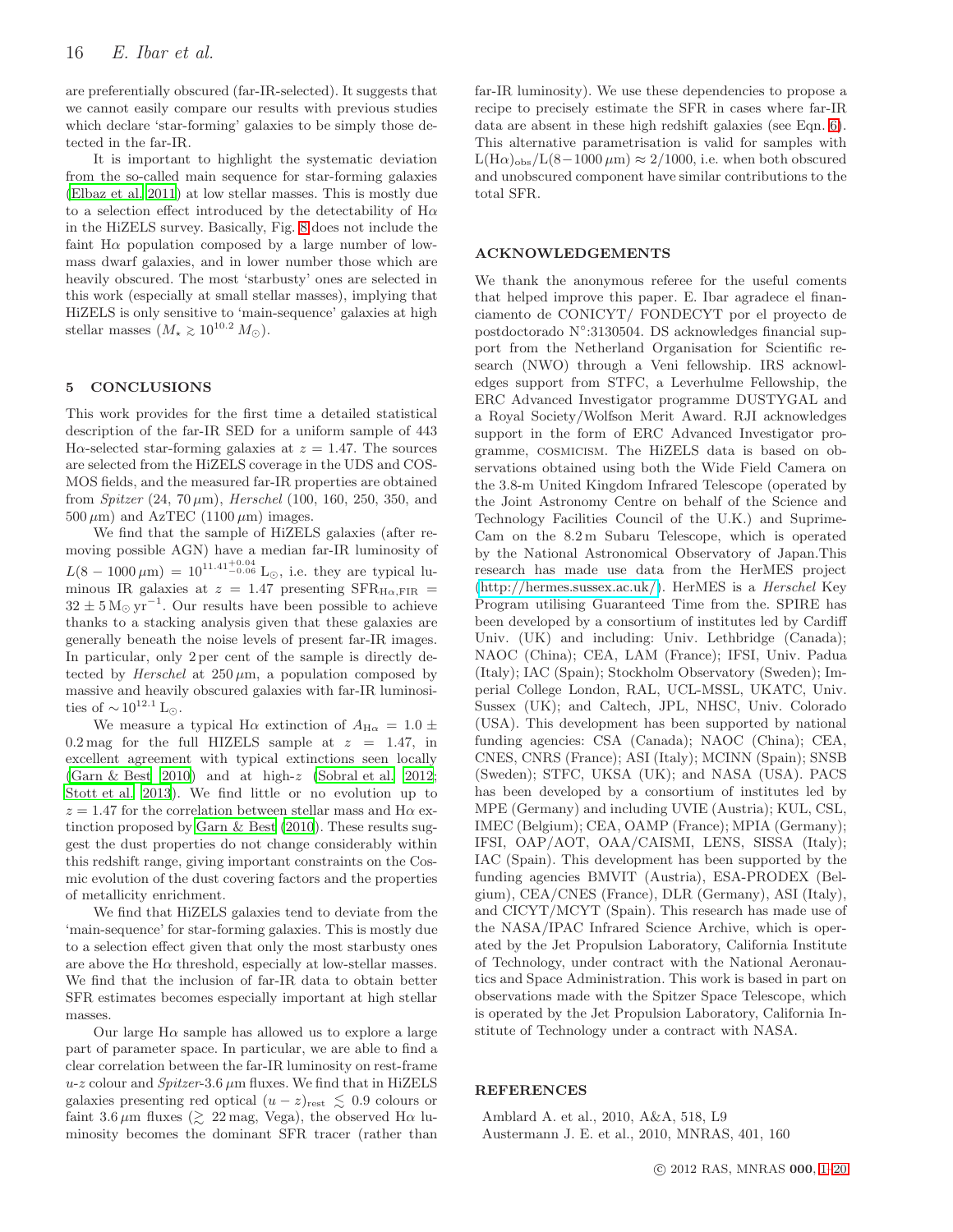are preferentially obscured (far-IR-selected). It suggests that we cannot easily compare our results with previous studies which declare 'star-forming' galaxies to be simply those detected in the far-IR.

It is important to highlight the systematic deviation from the so-called main sequence for star-forming galaxies (Elbaz et al. 2011) at low stellar masses. This is mostly due to a selection effect introduced by the detectability of Hα in the HiZELS survey. Basically, Fig. 8 does not include the faint Hα population composed by a large number of low-mass dwarf galaxies, and in lower number those which are heavily obscured. The most 'starbusty' ones are selected in this work (especially at small stellar masses), implying that HiZELS is only sensitive to 'main-sequence' galaxies at high stellar masses ($M_\star \gtrsim 10^{10.2}\,M_\odot$).

## 5 CONCLUSIONS

This work provides for the first time a detailed statistical description of the far-IR SED for a uniform sample of 443 Hα-selected star-forming galaxies at $z = 1.47$. The sources are selected from the HiZELS coverage in the UDS and COSMOS fields, and the measured far-IR properties are obtained from *Spitzer* (24, 70 $\mu$m), *Herschel* (100, 160, 250, 350, and 500 $\mu$m) and AzTEC (1100 $\mu$m) images.

We find that the sample of HiZELS galaxies (after removing possible AGN) have a median far-IR luminosity of $L(8-1000\,\mu\mathrm{m}) = 10^{11.41^{+0.04}_{-0.06}}\,\mathrm{L}_\odot$, i.e. they are typical luminous IR galaxies at $z = 1.47$ presenting $\mathrm{SFR}_{\mathrm{H}\alpha,\mathrm{FIR}} = 32 \pm 5\,\mathrm{M}_\odot\,\mathrm{yr}^{-1}$. Our results have been possible to achieve thanks to a stacking analysis given that these galaxies are generally beneath the noise levels of present far-IR images. In particular, only 2 per cent of the sample is directly detected by *Herschel* at 250 $\mu$m, a population composed by massive and heavily obscured galaxies with far-IR luminosities of $\sim 10^{12.1}\,\mathrm{L}_\odot$.

We measure a typical Hα extinction of $A_{\mathrm{H}\alpha} = 1.0 \pm 0.2$ mag for the full HIZELS sample at $z = 1.47$, in excellent agreement with typical extinctions seen locally (Garn & Best 2010) and at high-$z$ (Sobral et al. 2012; Stott et al. 2013). We find little or no evolution up to $z = 1.47$ for the correlation between stellar mass and Hα extinction proposed by Garn & Best (2010). These results suggest the dust properties do not change considerably within this redshift range, giving important constraints on the Cosmic evolution of the dust covering factors and the properties of metallicity enrichment.

We find that HiZELS galaxies tend to deviate from the 'main-sequence' for star-forming galaxies. This is mostly due to a selection effect given that only the most starbusty ones are above the Hα threshold, especially at low-stellar masses. We find that the inclusion of far-IR data to obtain better SFR estimates becomes especially important at high stellar masses.

Our large Hα sample has allowed us to explore a large part of parameter space. In particular, we are able to find a clear correlation between the far-IR luminosity on rest-frame $u$-$z$ colour and *Spitzer*-3.6 $\mu$m fluxes. We find that in HiZELS galaxies presenting red optical $(u-z)_{\mathrm{rest}} \lesssim 0.9$ colours or faint 3.6 $\mu$m fluxes ($\gtrsim$ 22 mag, Vega), the observed Hα luminosity becomes the dominant SFR tracer (rather than far-IR luminosity). We use these dependencies to propose a recipe to precisely estimate the SFR in cases where far-IR data are absent in these high redshift galaxies (see Eqn. 6). This alternative parametrisation is valid for samples with $\mathrm{L}(\mathrm{H}\alpha)_{\mathrm{obs}}/\mathrm{L}(8-1000\,\mu\mathrm{m}) \approx 2/1000$, i.e. when both obscured and unobscured component have similar contributions to the total SFR.

## ACKNOWLEDGEMENTS

We thank the anonymous referee for the useful coments that helped improve this paper. E. Ibar agradece el financiamento de CONICYT/ FONDECYT por el proyecto de postdoctorado N°:3130504. DS acknowledges financial support from the Netherland Organisation for Scientific research (NWO) through a Veni fellowship. IRS acknowledges support from STFC, a Leverhulme Fellowship, the ERC Advanced Investigator programme DUSTYGAL and a Royal Society/Wolfson Merit Award. RJI acknowledges support in the form of ERC Advanced Investigator programme, COSMICISM. The HiZELS data is based on observations obtained using both the Wide Field Camera on the 3.8-m United Kingdom Infrared Telescope (operated by the Joint Astronomy Centre on behalf of the Science and Technology Facilities Council of the U.K.) and Suprime-Cam on the 8.2 m Subaru Telescope, which is operated by the National Astronomical Observatory of Japan.This research has made use data from the HerMES project (http://hermes.sussex.ac.uk/). HerMES is a *Herschel* Key Program utilising Guaranteed Time from the. SPIRE has been developed by a consortium of institutes led by Cardiff Univ. (UK) and including: Univ. Lethbridge (Canada); NAOC (China); CEA, LAM (France); IFSI, Univ. Padua (Italy); IAC (Spain); Stockholm Observatory (Sweden); Imperial College London, RAL, UCL-MSSL, UKATC, Univ. Sussex (UK); and Caltech, JPL, NHSC, Univ. Colorado (USA). This development has been supported by national funding agencies: CSA (Canada); NAOC (China); CEA, CNES, CNRS (France); ASI (Italy); MCINN (Spain); SNSB (Sweden); STFC, UKSA (UK); and NASA (USA). PACS has been developed by a consortium of institutes led by MPE (Germany) and including UVIE (Austria); KUL, CSL, IMEC (Belgium); CEA, OAMP (France); MPIA (Germany); IFSI, OAP/AOT, OAA/CAISMI, LENS, SISSA (Italy); IAC (Spain). This development has been supported by the funding agencies BMVIT (Austria), ESA-PRODEX (Belgium), CEA/CNES (France), DLR (Germany), ASI (Italy), and CICYT/MCYT (Spain). This research has made use of the NASA/IPAC Infrared Science Archive, which is operated by the Jet Propulsion Laboratory, California Institute of Technology, under contract with the National Aeronautics and Space Administration. This work is based in part on observations made with the Spitzer Space Telescope, which is operated by the Jet Propulsion Laboratory, California Institute of Technology under a contract with NASA.

## REFERENCES

Amblard A. et al., 2010, A&A, 518, L9
Austermann J. E. et al., 2010, MNRAS, 401, 160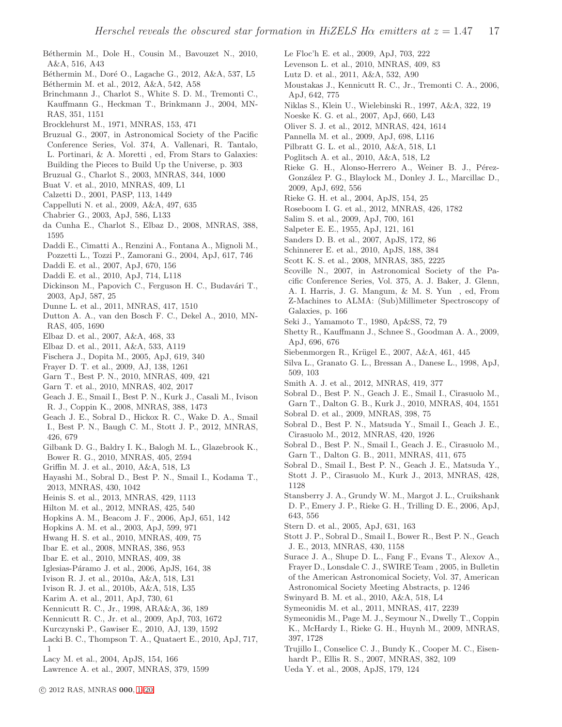Béthermin M., Dole H., Cousin M., Bavouzet N., 2010, A&A, 516, A43

Béthermin M., Doré O., Lagache G., 2012, A&A, 537, L5

Béthermin M. et al., 2012, A&A, 542, A58

Brinchmann J., Charlot S., White S. D. M., Tremonti C., Kauffmann G., Heckman T., Brinkmann J., 2004, MNRAS, 351, 1151

Brocklehurst M., 1971, MNRAS, 153, 471

Bruzual G., 2007, in Astronomical Society of the Pacific Conference Series, Vol. 374, A. Vallenari, R. Tantalo, L. Portinari, & A. Moretti , ed, From Stars to Galaxies: Building the Pieces to Build Up the Universe, p. 303

Bruzual G., Charlot S., 2003, MNRAS, 344, 1000

Buat V. et al., 2010, MNRAS, 409, L1

Calzetti D., 2001, PASP, 113, 1449

Cappelluti N. et al., 2009, A&A, 497, 635

Chabrier G., 2003, ApJ, 586, L133

da Cunha E., Charlot S., Elbaz D., 2008, MNRAS, 388, 1595

Daddi E., Cimatti A., Renzini A., Fontana A., Mignoli M., Pozzetti L., Tozzi P., Zamorani G., 2004, ApJ, 617, 746

Daddi E. et al., 2007, ApJ, 670, 156

Daddi E. et al., 2010, ApJ, 714, L118

Dickinson M., Papovich C., Ferguson H. C., Budavári T., 2003, ApJ, 587, 25

Dunne L. et al., 2011, MNRAS, 417, 1510

Dutton A. A., van den Bosch F. C., Dekel A., 2010, MNRAS, 405, 1690

Elbaz D. et al., 2007, A&A, 468, 33

Elbaz D. et al., 2011, A&A, 533, A119

Fischera J., Dopita M., 2005, ApJ, 619, 340

Frayer D. T. et al., 2009, AJ, 138, 1261

Garn T., Best P. N., 2010, MNRAS, 409, 421

Garn T. et al., 2010, MNRAS, 402, 2017

Geach J. E., Smail I., Best P. N., Kurk J., Casali M., Ivison R. J., Coppin K., 2008, MNRAS, 388, 1473

Geach J. E., Sobral D., Hickox R. C., Wake D. A., Smail I., Best P. N., Baugh C. M., Stott J. P., 2012, MNRAS, 426, 679

Gilbank D. G., Baldry I. K., Balogh M. L., Glazebrook K., Bower R. G., 2010, MNRAS, 405, 2594

Griffin M. J. et al., 2010, A&A, 518, L3

Hayashi M., Sobral D., Best P. N., Smail I., Kodama T., 2013, MNRAS, 430, 1042

Heinis S. et al., 2013, MNRAS, 429, 1113

Hilton M. et al., 2012, MNRAS, 425, 540

Hopkins A. M., Beacom J. F., 2006, ApJ, 651, 142

Hopkins A. M. et al., 2003, ApJ, 599, 971

Hwang H. S. et al., 2010, MNRAS, 409, 75

Ibar E. et al., 2008, MNRAS, 386, 953

Ibar E. et al., 2010, MNRAS, 409, 38

Iglesias-Páramo J. et al., 2006, ApJS, 164, 38

Ivison R. J. et al., 2010a, A&A, 518, L31

Ivison R. J. et al., 2010b, A&A, 518, L35

Karim A. et al., 2011, ApJ, 730, 61

Kennicutt R. C., Jr., 1998, ARA&A, 36, 189

Kennicutt R. C., Jr. et al., 2009, ApJ, 703, 1672

Kurczynski P., Gawiser E., 2010, AJ, 139, 1592

Lacki B. C., Thompson T. A., Quataert E., 2010, ApJ, 717, 1

Lacy M. et al., 2004, ApJS, 154, 166

Lawrence A. et al., 2007, MNRAS, 379, 1599

Le Floc'h E. et al., 2009, ApJ, 703, 222

Levenson L. et al., 2010, MNRAS, 409, 83

Lutz D. et al., 2011, A&A, 532, A90

Moustakas J., Kennicutt R. C., Jr., Tremonti C. A., 2006, ApJ, 642, 775

Niklas S., Klein U., Wielebinski R., 1997, A&A, 322, 19

Noeske K. G. et al., 2007, ApJ, 660, L43

Oliver S. J. et al., 2012, MNRAS, 424, 1614

Pannella M. et al., 2009, ApJ, 698, L116

Pilbratt G. L. et al., 2010, A&A, 518, L1

Poglitsch A. et al., 2010, A&A, 518, L2

Rieke G. H., Alonso-Herrero A., Weiner B. J., Pérez-González P. G., Blaylock M., Donley J. L., Marcillac D., 2009, ApJ, 692, 556

Rieke G. H. et al., 2004, ApJS, 154, 25

Roseboom I. G. et al., 2012, MNRAS, 426, 1782

Salim S. et al., 2009, ApJ, 700, 161

Salpeter E. E., 1955, ApJ, 121, 161

Sanders D. B. et al., 2007, ApJS, 172, 86

Schinnerer E. et al., 2010, ApJS, 188, 384

Scott K. S. et al., 2008, MNRAS, 385, 2225

Scoville N., 2007, in Astronomical Society of the Pacific Conference Series, Vol. 375, A. J. Baker, J. Glenn, A. I. Harris, J. G. Mangum, & M. S. Yun , ed, From Z-Machines to ALMA: (Sub)Millimeter Spectroscopy of Galaxies, p. 166

Seki J., Yamamoto T., 1980, Ap&SS, 72, 79

Shetty R., Kauffmann J., Schnee S., Goodman A. A., 2009, ApJ, 696, 676

Siebenmorgen R., Krügel E., 2007, A&A, 461, 445

Silva L., Granato G. L., Bressan A., Danese L., 1998, ApJ, 509, 103

Smith A. J. et al., 2012, MNRAS, 419, 377

Sobral D., Best P. N., Geach J. E., Smail I., Cirasuolo M., Garn T., Dalton G. B., Kurk J., 2010, MNRAS, 404, 1551

Sobral D. et al., 2009, MNRAS, 398, 75

Sobral D., Best P. N., Matsuda Y., Smail I., Geach J. E., Cirasuolo M., 2012, MNRAS, 420, 1926

Sobral D., Best P. N., Smail I., Geach J. E., Cirasuolo M., Garn T., Dalton G. B., 2011, MNRAS, 411, 675

Sobral D., Smail I., Best P. N., Geach J. E., Matsuda Y., Stott J. P., Cirasuolo M., Kurk J., 2013, MNRAS, 428, 1128

Stansberry J. A., Grundy W. M., Margot J. L., Cruikshank D. P., Emery J. P., Rieke G. H., Trilling D. E., 2006, ApJ, 643, 556

Stern D. et al., 2005, ApJ, 631, 163

Stott J. P., Sobral D., Smail I., Bower R., Best P. N., Geach J. E., 2013, MNRAS, 430, 1158

Surace J. A., Shupe D. L., Fang F., Evans T., Alexov A., Frayer D., Lonsdale C. J., SWIRE Team , 2005, in Bulletin of the American Astronomical Society, Vol. 37, American Astronomical Society Meeting Abstracts, p. 1246

Swinyard B. M. et al., 2010, A&A, 518, L4

Symeonidis M. et al., 2011, MNRAS, 417, 2239

Symeonidis M., Page M. J., Seymour N., Dwelly T., Coppin K., McHardy I., Rieke G. H., Huynh M., 2009, MNRAS, 397, 1728

Trujillo I., Conselice C. J., Bundy K., Cooper M. C., Eisenhardt P., Ellis R. S., 2007, MNRAS, 382, 109

Ueda Y. et al., 2008, ApJS, 179, 124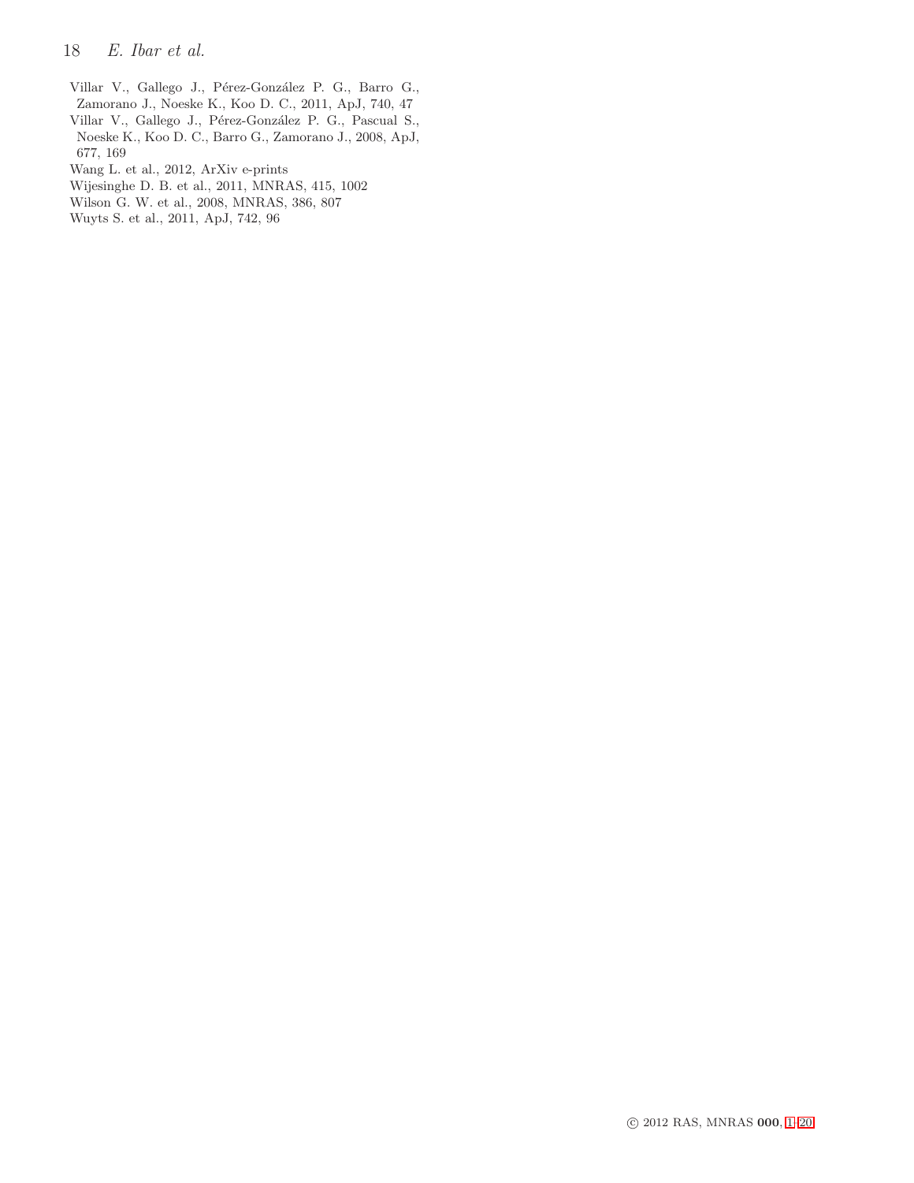Villar V., Gallego J., Pérez-González P. G., Barro G., Zamorano J., Noeske K., Koo D. C., 2011, ApJ, 740, 47

Villar V., Gallego J., Pérez-González P. G., Pascual S., Noeske K., Koo D. C., Barro G., Zamorano J., 2008, ApJ, 677, 169

Wang L. et al., 2012, ArXiv e-prints

Wijesinghe D. B. et al., 2011, MNRAS, 415, 1002

Wilson G. W. et al., 2008, MNRAS, 386, 807

Wuyts S. et al., 2011, ApJ, 742, 96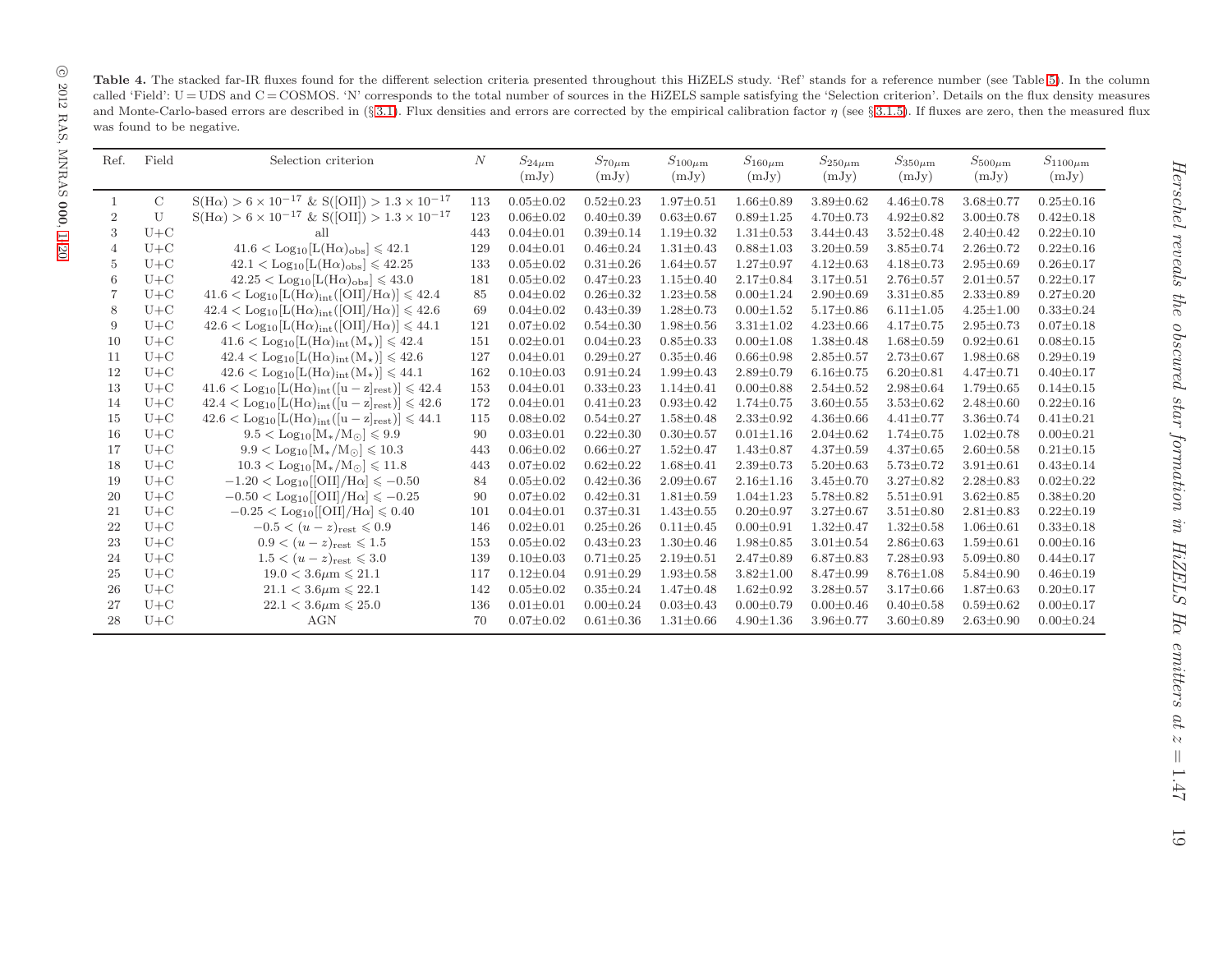**Table 4.** The stacked far-IR fluxes found for the different selection criteria presented throughout this HiZELS study. 'Ref' stands for a reference number (see Table 5). In the column called 'Field': U = UDS and C = COSMOS. 'N' corresponds to the total number of sources in the HiZELS sample satisfying the 'Selection criterion'. Details on the flux density measures and Monte-Carlo-based errors are described in (§3.1). Flux densities and errors are corrected by the empirical calibration factor $\eta$ (see §3.1.5). If fluxes are zero, then the measured flux was found to be negative.

| Ref. | Field | Selection criterion | $N$ | $S_{24\mu m}$ (mJy) | $S_{70\mu m}$ (mJy) | $S_{100\mu m}$ (mJy) | $S_{160\mu m}$ (mJy) | $S_{250\mu m}$ (mJy) | $S_{350\mu m}$ (mJy) | $S_{500\mu m}$ (mJy) | $S_{1100\mu m}$ (mJy) |
|---|---|---|---|---|---|---|---|---|---|---|---|
| 1 | C | $S(H\alpha) > 6\times10^{-17}$ & $S([OII]) > 1.3\times10^{-17}$ | 113 | 0.05±0.02 | 0.52±0.23 | 1.97±0.51 | 1.66±0.89 | 3.89±0.62 | 4.46±0.78 | 3.68±0.77 | 0.25±0.16 |
| 2 | U | $S(H\alpha) > 6\times10^{-17}$ & $S([OII]) > 1.3\times10^{-17}$ | 123 | 0.06±0.02 | 0.40±0.39 | 0.63±0.67 | 0.89±1.25 | 4.70±0.73 | 4.92±0.82 | 3.00±0.78 | 0.42±0.18 |
| 3 | U+C | all | 443 | 0.04±0.01 | 0.39±0.14 | 1.19±0.32 | 1.31±0.53 | 3.44±0.43 | 3.52±0.48 | 2.40±0.42 | 0.22±0.10 |
| 4 | U+C | $41.6 < \mathrm{Log_{10}}[L(H\alpha)_{obs}] \leqslant 42.1$ | 129 | 0.04±0.01 | 0.46±0.24 | 1.31±0.43 | 0.88±1.03 | 3.20±0.59 | 3.85±0.74 | 2.26±0.72 | 0.22±0.16 |
| 5 | U+C | $42.1 < \mathrm{Log_{10}}[L(H\alpha)_{obs}] \leqslant 42.25$ | 133 | 0.05±0.02 | 0.31±0.26 | 1.64±0.57 | 1.27±0.97 | 4.12±0.63 | 4.18±0.73 | 2.95±0.69 | 0.26±0.17 |
| 6 | U+C | $42.25 < \mathrm{Log_{10}}[L(H\alpha)_{obs}] \leqslant 43.0$ | 181 | 0.05±0.02 | 0.47±0.23 | 1.15±0.40 | 2.17±0.84 | 3.17±0.51 | 2.76±0.57 | 2.01±0.57 | 0.22±0.17 |
| 7 | U+C | $41.6 < \mathrm{Log_{10}}[L(H\alpha)_{int}([OII]/H\alpha)] \leqslant 42.4$ | 85 | 0.04±0.02 | 0.26±0.32 | 1.23±0.58 | 0.00±1.24 | 2.90±0.69 | 3.31±0.85 | 2.33±0.89 | 0.27±0.20 |
| 8 | U+C | $42.4 < \mathrm{Log_{10}}[L(H\alpha)_{int}([OII]/H\alpha)] \leqslant 42.6$ | 69 | 0.04±0.02 | 0.43±0.39 | 1.28±0.73 | 0.00±1.52 | 5.17±0.86 | 6.11±1.05 | 4.25±1.00 | 0.33±0.24 |
| 9 | U+C | $42.6 < \mathrm{Log_{10}}[L(H\alpha)_{int}([OII]/H\alpha)] \leqslant 44.1$ | 121 | 0.07±0.02 | 0.54±0.30 | 1.98±0.56 | 3.31±1.02 | 4.23±0.66 | 4.17±0.75 | 2.95±0.73 | 0.07±0.18 |
| 10 | U+C | $41.6 < \mathrm{Log_{10}}[L(H\alpha)_{int}(M_\star)] \leqslant 42.4$ | 151 | 0.02±0.01 | 0.04±0.23 | 0.85±0.33 | 0.00±1.08 | 1.38±0.48 | 1.68±0.59 | 0.92±0.61 | 0.08±0.15 |
| 11 | U+C | $42.4 < \mathrm{Log_{10}}[L(H\alpha)_{int}(M_\star)] \leqslant 42.6$ | 127 | 0.04±0.01 | 0.29±0.27 | 0.35±0.46 | 0.66±0.98 | 2.85±0.57 | 2.73±0.67 | 1.98±0.68 | 0.29±0.19 |
| 12 | U+C | $42.6 < \mathrm{Log_{10}}[L(H\alpha)_{int}(M_\star)] \leqslant 44.1$ | 162 | 0.10±0.03 | 0.91±0.24 | 1.99±0.43 | 2.89±0.79 | 6.16±0.75 | 6.20±0.81 | 4.47±0.71 | 0.40±0.17 |
| 13 | U+C | $41.6 < \mathrm{Log_{10}}[L(H\alpha)_{int}([u-z]_{rest})] \leqslant 42.4$ | 153 | 0.04±0.01 | 0.33±0.23 | 1.14±0.41 | 0.00±0.88 | 2.54±0.52 | 2.98±0.64 | 1.79±0.65 | 0.14±0.15 |
| 14 | U+C | $42.4 < \mathrm{Log_{10}}[L(H\alpha)_{int}([u-z]_{rest})] \leqslant 42.6$ | 172 | 0.04±0.01 | 0.41±0.23 | 0.93±0.42 | 1.74±0.75 | 3.60±0.55 | 3.53±0.62 | 2.48±0.60 | 0.22±0.16 |
| 15 | U+C | $42.6 < \mathrm{Log_{10}}[L(H\alpha)_{int}([u-z]_{rest})] \leqslant 44.1$ | 115 | 0.08±0.02 | 0.54±0.27 | 1.58±0.48 | 2.33±0.92 | 4.36±0.66 | 4.41±0.77 | 3.36±0.74 | 0.41±0.21 |
| 16 | U+C | $9.5 < \mathrm{Log_{10}}[M_*/M_\odot] \leqslant 9.9$ | 90 | 0.03±0.01 | 0.22±0.30 | 0.30±0.57 | 0.01±1.16 | 2.04±0.62 | 1.74±0.75 | 1.02±0.78 | 0.00±0.21 |
| 17 | U+C | $9.9 < \mathrm{Log_{10}}[M_*/M_\odot] \leqslant 10.3$ | 443 | 0.06±0.02 | 0.66±0.27 | 1.52±0.47 | 1.43±0.87 | 4.37±0.59 | 4.37±0.65 | 2.60±0.58 | 0.21±0.15 |
| 18 | U+C | $10.3 < \mathrm{Log_{10}}[M_*/M_\odot] \leqslant 11.8$ | 443 | 0.07±0.02 | 0.62±0.22 | 1.68±0.41 | 2.39±0.73 | 5.20±0.63 | 5.73±0.72 | 3.91±0.61 | 0.43±0.14 |
| 19 | U+C | $-1.20 < \mathrm{Log_{10}}[[OII]/H\alpha] \leqslant -0.50$ | 84 | 0.05±0.02 | 0.42±0.36 | 2.09±0.67 | 2.16±1.16 | 3.45±0.70 | 3.27±0.82 | 2.28±0.83 | 0.02±0.22 |
| 20 | U+C | $-0.50 < \mathrm{Log_{10}}[[OII]/H\alpha] \leqslant -0.25$ | 90 | 0.07±0.02 | 0.42±0.31 | 1.81±0.59 | 1.04±1.23 | 5.78±0.82 | 5.51±0.91 | 3.62±0.85 | 0.38±0.20 |
| 21 | U+C | $-0.25 < \mathrm{Log_{10}}[[OII]/H\alpha] \leqslant 0.40$ | 101 | 0.04±0.01 | 0.37±0.31 | 1.43±0.55 | 0.20±0.97 | 3.27±0.67 | 3.51±0.80 | 2.81±0.83 | 0.22±0.19 |
| 22 | U+C | $-0.5 < (u-z)_{rest} \leqslant 0.9$ | 146 | 0.02±0.01 | 0.25±0.26 | 0.11±0.45 | 0.00±0.91 | 1.32±0.47 | 1.32±0.58 | 1.06±0.61 | 0.33±0.18 |
| 23 | U+C | $0.9 < (u-z)_{rest} \leqslant 1.5$ | 153 | 0.05±0.02 | 0.43±0.23 | 1.30±0.46 | 1.98±0.85 | 3.01±0.54 | 2.86±0.63 | 1.59±0.61 | 0.00±0.16 |
| 24 | U+C | $1.5 < (u-z)_{rest} \leqslant 3.0$ | 139 | 0.10±0.03 | 0.71±0.25 | 2.19±0.51 | 2.47±0.89 | 6.87±0.83 | 7.28±0.93 | 5.09±0.80 | 0.44±0.17 |
| 25 | U+C | $19.0 < 3.6\mu m \leqslant 21.1$ | 117 | 0.12±0.04 | 0.91±0.29 | 1.93±0.58 | 3.82±1.00 | 8.47±0.99 | 8.76±1.08 | 5.84±0.90 | 0.46±0.19 |
| 26 | U+C | $21.1 < 3.6\mu m \leqslant 22.1$ | 142 | 0.05±0.02 | 0.35±0.24 | 1.47±0.48 | 1.62±0.92 | 3.28±0.57 | 3.17±0.66 | 1.87±0.63 | 0.20±0.17 |
| 27 | U+C | $22.1 < 3.6\mu m \leqslant 25.0$ | 136 | 0.01±0.01 | 0.00±0.24 | 0.03±0.43 | 0.00±0.79 | 0.00±0.46 | 0.40±0.58 | 0.59±0.62 | 0.00±0.17 |
| 28 | U+C | AGN | 70 | 0.07±0.02 | 0.61±0.36 | 1.31±0.66 | 4.90±1.36 | 3.96±0.77 | 3.60±0.89 | 2.63±0.90 | 0.00±0.24 |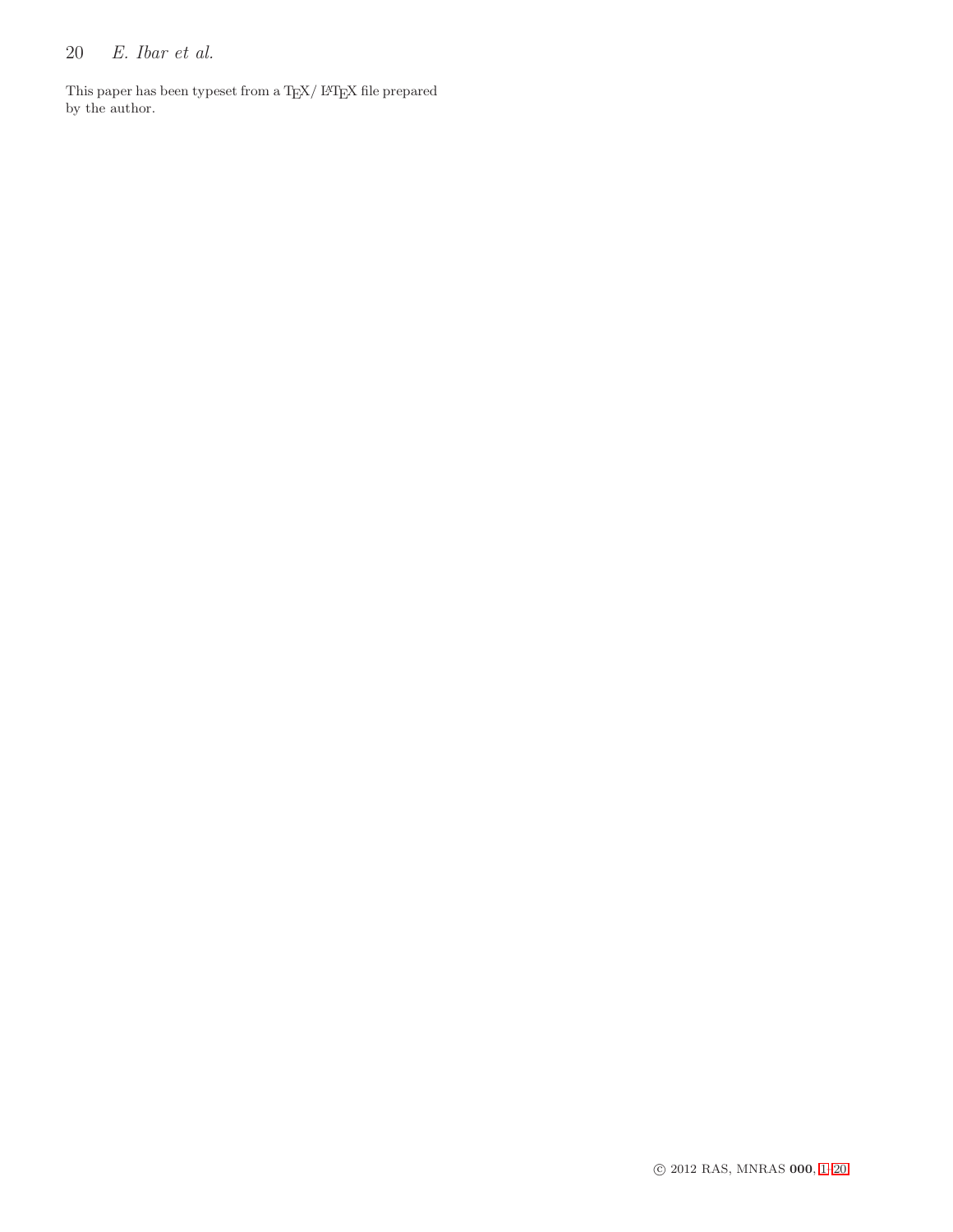This paper has been typeset from a TEX/ LATEX file prepared by the author.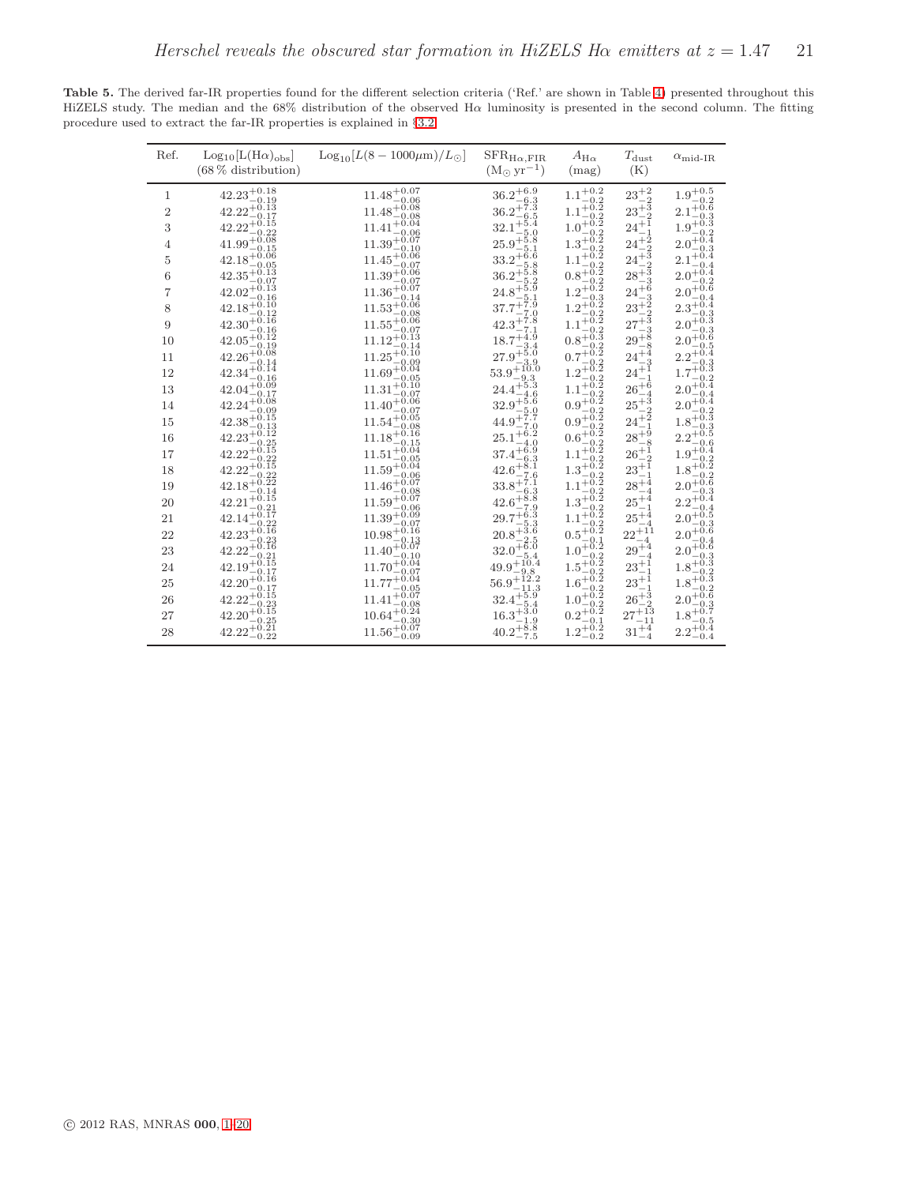**Table 5.** The derived far-IR properties found for the different selection criteria ('Ref.' are shown in Table 4) presented throughout this HiZELS study. The median and the 68% distribution of the observed Hα luminosity is presented in the second column. The fitting procedure used to extract the far-IR properties is explained in §3.2.

| Ref. | $\mathrm{Log_{10}[L(H\alpha)_{obs}]}$ (68 % distribution) | $\mathrm{Log_{10}}[L(8-1000\mu\mathrm{m})/L_{\odot}]$ | $\mathrm{SFR_{H\alpha,FIR}}$ ($\mathrm{M_{\odot}\,yr^{-1}}$) | $A_{\mathrm{H}\alpha}$ (mag) | $T_{\mathrm{dust}}$ (K) | $\alpha_{\mathrm{mid\text{-}IR}}$ |
|---|---|---|---|---|---|---|
| 1 | $42.23^{+0.18}_{-0.19}$ | $11.48^{+0.07}_{-0.06}$ | $36.2^{+6.9}_{-6.3}$ | $1.1^{+0.2}_{-0.2}$ | $23^{+2}_{-2}$ | $1.9^{+0.5}_{-0.2}$ |
| 2 | $42.22^{+0.13}_{-0.17}$ | $11.48^{+0.08}_{-0.08}$ | $36.2^{+7.3}_{-6.5}$ | $1.1^{+0.2}_{-0.2}$ | $23^{+3}_{-2}$ | $2.1^{+0.6}_{-0.3}$ |
| 3 | $42.22^{+0.15}_{-0.22}$ | $11.41^{+0.04}_{-0.06}$ | $32.1^{+5.4}_{-5.0}$ | $1.0^{+0.2}_{-0.2}$ | $24^{+1}_{-1}$ | $1.9^{+0.3}_{-0.2}$ |
| 4 | $41.99^{+0.08}_{-0.15}$ | $11.39^{+0.07}_{-0.10}$ | $25.9^{+5.8}_{-5.1}$ | $1.3^{+0.2}_{-0.2}$ | $24^{+2}_{-2}$ | $2.0^{+0.4}_{-0.3}$ |
| 5 | $42.18^{+0.06}_{-0.05}$ | $11.45^{+0.06}_{-0.07}$ | $33.2^{+6.6}_{-5.8}$ | $1.1^{+0.2}_{-0.2}$ | $24^{+3}_{-2}$ | $2.1^{+0.4}_{-0.4}$ |
| 6 | $42.35^{+0.13}_{-0.07}$ | $11.39^{+0.06}_{-0.07}$ | $36.2^{+5.8}_{-5.2}$ | $0.8^{+0.2}_{-0.2}$ | $28^{+3}_{-3}$ | $2.0^{+0.4}_{-0.2}$ |
| 7 | $42.02^{+0.13}_{-0.16}$ | $11.36^{+0.07}_{-0.14}$ | $24.8^{+5.9}_{-5.1}$ | $1.2^{+0.2}_{-0.3}$ | $24^{+6}_{-3}$ | $2.0^{+0.6}_{-0.4}$ |
| 8 | $42.18^{+0.10}_{-0.12}$ | $11.53^{+0.06}_{-0.08}$ | $37.7^{+7.9}_{-7.0}$ | $1.2^{+0.2}_{-0.2}$ | $23^{+2}_{-2}$ | $2.3^{+0.4}_{-0.3}$ |
| 9 | $42.30^{+0.16}_{-0.16}$ | $11.55^{+0.06}_{-0.07}$ | $42.3^{+7.8}_{-7.1}$ | $1.1^{+0.2}_{-0.2}$ | $27^{+3}_{-3}$ | $2.0^{+0.3}_{-0.3}$ |
| 10 | $42.05^{+0.12}_{-0.19}$ | $11.12^{+0.13}_{-0.14}$ | $18.7^{+4.9}_{-3.4}$ | $0.8^{+0.3}_{-0.2}$ | $29^{+8}_{-8}$ | $2.0^{+0.6}_{-0.5}$ |
| 11 | $42.26^{+0.08}_{-0.14}$ | $11.25^{+0.10}_{-0.09}$ | $27.9^{+5.0}_{-3.9}$ | $0.7^{+0.2}_{-0.2}$ | $24^{+4}_{-3}$ | $2.2^{+0.4}_{-0.3}$ |
| 12 | $42.34^{+0.14}_{-0.16}$ | $11.69^{+0.04}_{-0.05}$ | $53.9^{+10.0}_{-9.3}$ | $1.2^{+0.2}_{-0.2}$ | $24^{+1}_{-1}$ | $1.7^{+0.3}_{-0.2}$ |
| 13 | $42.04^{+0.09}_{-0.17}$ | $11.31^{+0.10}_{-0.07}$ | $24.4^{+5.3}_{-4.6}$ | $1.1^{+0.2}_{-0.2}$ | $26^{+6}_{-4}$ | $2.0^{+0.4}_{-0.4}$ |
| 14 | $42.24^{+0.08}_{-0.09}$ | $11.40^{+0.06}_{-0.07}$ | $32.9^{+5.6}_{-5.0}$ | $0.9^{+0.2}_{-0.2}$ | $25^{+3}_{-2}$ | $2.0^{+0.4}_{-0.2}$ |
| 15 | $42.38^{+0.15}_{-0.13}$ | $11.54^{+0.05}_{-0.08}$ | $44.9^{+7.7}_{-7.0}$ | $0.9^{+0.2}_{-0.2}$ | $24^{+2}_{-1}$ | $1.8^{+0.3}_{-0.3}$ |
| 16 | $42.23^{+0.12}_{-0.25}$ | $11.18^{+0.16}_{-0.15}$ | $25.1^{+6.2}_{-4.0}$ | $0.6^{+0.2}_{-0.2}$ | $28^{+9}_{-8}$ | $2.2^{+0.5}_{-0.6}$ |
| 17 | $42.22^{+0.15}_{-0.22}$ | $11.51^{+0.04}_{-0.05}$ | $37.4^{+6.9}_{-6.3}$ | $1.1^{+0.2}_{-0.2}$ | $26^{+1}_{-2}$ | $1.9^{+0.4}_{-0.2}$ |
| 18 | $42.22^{+0.15}_{-0.22}$ | $11.59^{+0.04}_{-0.06}$ | $42.6^{+8.1}_{-7.6}$ | $1.3^{+0.2}_{-0.2}$ | $23^{+1}_{-1}$ | $1.8^{+0.2}_{-0.2}$ |
| 19 | $42.18^{+0.22}_{-0.14}$ | $11.46^{+0.07}_{-0.08}$ | $33.8^{+7.1}_{-6.3}$ | $1.1^{+0.2}_{-0.2}$ | $28^{+4}_{-4}$ | $2.0^{+0.6}_{-0.3}$ |
| 20 | $42.21^{+0.15}_{-0.21}$ | $11.59^{+0.07}_{-0.06}$ | $42.6^{+8.8}_{-7.9}$ | $1.3^{+0.2}_{-0.2}$ | $25^{+4}_{-1}$ | $2.2^{+0.4}_{-0.4}$ |
| 21 | $42.14^{+0.17}_{-0.22}$ | $11.39^{+0.09}_{-0.07}$ | $29.7^{+6.3}_{-5.3}$ | $1.1^{+0.2}_{-0.2}$ | $25^{+4}_{-4}$ | $2.0^{+0.5}_{-0.3}$ |
| 22 | $42.23^{+0.16}_{-0.23}$ | $10.98^{+0.16}_{-0.13}$ | $20.8^{+3.6}_{-2.5}$ | $0.5^{+0.2}_{-0.1}$ | $22^{+11}_{-4}$ | $2.0^{+0.6}_{-0.4}$ |
| 23 | $42.22^{+0.16}_{-0.21}$ | $11.40^{+0.07}_{-0.10}$ | $32.0^{+6.0}_{-5.4}$ | $1.0^{+0.2}_{-0.2}$ | $29^{+4}_{-4}$ | $2.0^{+0.6}_{-0.3}$ |
| 24 | $42.19^{+0.15}_{-0.17}$ | $11.70^{+0.04}_{-0.07}$ | $49.9^{+10.4}_{-9.8}$ | $1.5^{+0.2}_{-0.2}$ | $23^{+1}_{-1}$ | $1.8^{+0.3}_{-0.2}$ |
| 25 | $42.20^{+0.16}_{-0.17}$ | $11.77^{+0.04}_{-0.05}$ | $56.9^{+12.2}_{-11.3}$ | $1.6^{+0.2}_{-0.2}$ | $23^{+1}_{-1}$ | $1.8^{+0.3}_{-0.2}$ |
| 26 | $42.22^{+0.15}_{-0.23}$ | $11.41^{+0.07}_{-0.08}$ | $32.4^{+5.9}_{-5.4}$ | $1.0^{+0.2}_{-0.2}$ | $26^{+3}_{-2}$ | $2.0^{+0.6}_{-0.3}$ |
| 27 | $42.20^{+0.15}_{-0.25}$ | $10.64^{+0.24}_{-0.30}$ | $16.3^{+3.0}_{-1.9}$ | $0.2^{+0.2}_{-0.1}$ | $27^{+13}_{-11}$ | $1.8^{+0.7}_{-0.5}$ |
| 28 | $42.22^{+0.21}_{-0.22}$ | $11.56^{+0.07}_{-0.09}$ | $40.2^{+8.8}_{-7.5}$ | $1.2^{+0.2}_{-0.2}$ | $31^{+4}_{-4}$ | $2.2^{+0.4}_{-0.4}$ |